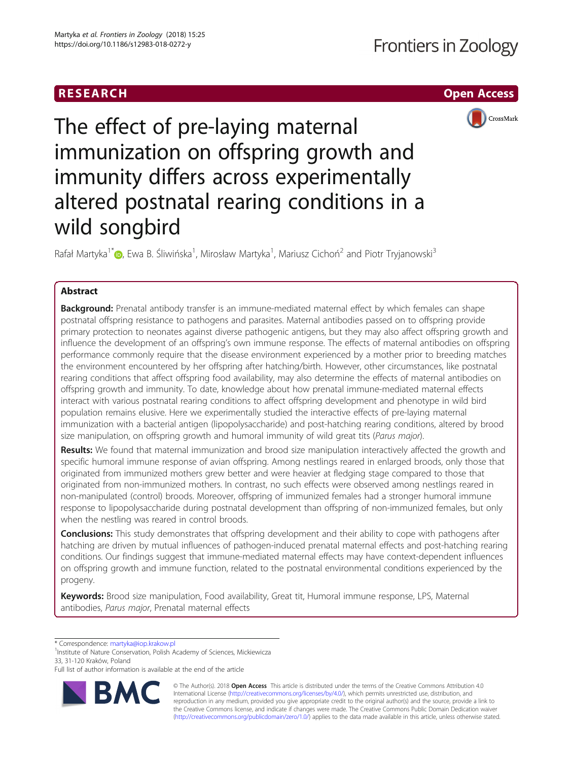RESEARCH

Open Access

# The effect of pre-laying maternal immunization on offspring growth and immunity differs across experimentally altered postnatal rearing conditions in a wild songbird

Rafał Martyka[1*], Ewa B. Śliwińska[1], Mirosław Martyka[1], Mariusz Cichoń[2] and Piotr Tryjanowski[3]

## Abstract

**Background:** Prenatal antibody transfer is an immune-mediated maternal effect by which females can shape postnatal offspring resistance to pathogens and parasites. Maternal antibodies passed on to offspring provide primary protection to neonates against diverse pathogenic antigens, but they may also affect offspring growth and influence the development of an offspring's own immune response. The effects of maternal antibodies on offspring performance commonly require that the disease environment experienced by a mother prior to breeding matches the environment encountered by her offspring after hatching/birth. However, other circumstances, like postnatal rearing conditions that affect offspring food availability, may also determine the effects of maternal antibodies on offspring growth and immunity. To date, knowledge about how prenatal immune-mediated maternal effects interact with various postnatal rearing conditions to affect offspring development and phenotype in wild bird population remains elusive. Here we experimentally studied the interactive effects of pre-laying maternal immunization with a bacterial antigen (lipopolysaccharide) and post-hatching rearing conditions, altered by brood size manipulation, on offspring growth and humoral immunity of wild great tits (*Parus major*).

**Results:** We found that maternal immunization and brood size manipulation interactively affected the growth and specific humoral immune response of avian offspring. Among nestlings reared in enlarged broods, only those that originated from immunized mothers grew better and were heavier at fledging stage compared to those that originated from non-immunized mothers. In contrast, no such effects were observed among nestlings reared in non-manipulated (control) broods. Moreover, offspring of immunized females had a stronger humoral immune response to lipopolysaccharide during postnatal development than offspring of non-immunized females, but only when the nestling was reared in control broods.

**Conclusions:** This study demonstrates that offspring development and their ability to cope with pathogens after hatching are driven by mutual influences of pathogen-induced prenatal maternal effects and post-hatching rearing conditions. Our findings suggest that immune-mediated maternal effects may have context-dependent influences on offspring growth and immune function, related to the postnatal environmental conditions experienced by the progeny.

**Keywords:** Brood size manipulation, Food availability, Great tit, Humoral immune response, LPS, Maternal antibodies, *Parus major*, Prenatal maternal effects

\* Correspondence: martyka@iop.krakow.pl
[1]Institute of Nature Conservation, Polish Academy of Sciences, Mickiewicza 33, 31-120 Kraków, Poland
Full list of author information is available at the end of the article

© The Author(s). 2018 **Open Access** This article is distributed under the terms of the Creative Commons Attribution 4.0 International License (http://creativecommons.org/licenses/by/4.0/), which permits unrestricted use, distribution, and reproduction in any medium, provided you give appropriate credit to the original author(s) and the source, provide a link to the Creative Commons license, and indicate if changes were made. The Creative Commons Public Domain Dedication waiver (http://creativecommons.org/publicdomain/zero/1.0/) applies to the data made available in this article, unless otherwise stated.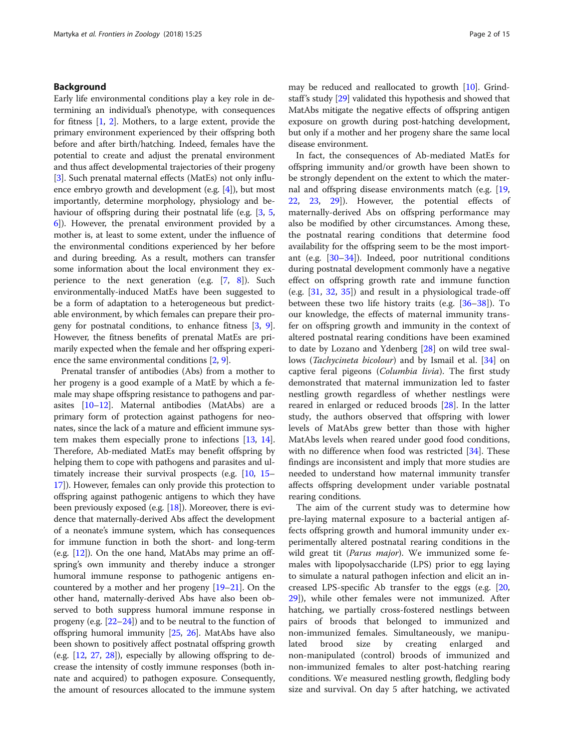## Background

Early life environmental conditions play a key role in determining an individual's phenotype, with consequences for fitness [1, 2]. Mothers, to a large extent, provide the primary environment experienced by their offspring both before and after birth/hatching. Indeed, females have the potential to create and adjust the prenatal environment and thus affect developmental trajectories of their progeny [3]. Such prenatal maternal effects (MatEs) not only influence embryo growth and development (e.g. [4]), but most importantly, determine morphology, physiology and behaviour of offspring during their postnatal life (e.g. [3, 5, 6]). However, the prenatal environment provided by a mother is, at least to some extent, under the influence of the environmental conditions experienced by her before and during breeding. As a result, mothers can transfer some information about the local environment they experience to the next generation (e.g. [7, 8]). Such environmentally-induced MatEs have been suggested to be a form of adaptation to a heterogeneous but predictable environment, by which females can prepare their progeny for postnatal conditions, to enhance fitness [3, 9]. However, the fitness benefits of prenatal MatEs are primarily expected when the female and her offspring experience the same environmental conditions [2, 9].

Prenatal transfer of antibodies (Abs) from a mother to her progeny is a good example of a MatE by which a female may shape offspring resistance to pathogens and parasites [10–12]. Maternal antibodies (MatAbs) are a primary form of protection against pathogens for neonates, since the lack of a mature and efficient immune system makes them especially prone to infections [13, 14]. Therefore, Ab-mediated MatEs may benefit offspring by helping them to cope with pathogens and parasites and ultimately increase their survival prospects (e.g. [10, 15–17]). However, females can only provide this protection to offspring against pathogenic antigens to which they have been previously exposed (e.g. [18]). Moreover, there is evidence that maternally-derived Abs affect the development of a neonate's immune system, which has consequences for immune function in both the short- and long-term (e.g. [12]). On the one hand, MatAbs may prime an offspring's own immunity and thereby induce a stronger humoral immune response to pathogenic antigens encountered by a mother and her progeny [19–21]. On the other hand, maternally-derived Abs have also been observed to both suppress humoral immune response in progeny (e.g. [22–24]) and to be neutral to the function of offspring humoral immunity [25, 26]. MatAbs have also been shown to positively affect postnatal offspring growth (e.g. [12, 27, 28]), especially by allowing offspring to decrease the intensity of costly immune responses (both innate and acquired) to pathogen exposure. Consequently, the amount of resources allocated to the immune system may be reduced and reallocated to growth [10]. Grindstaff's study [29] validated this hypothesis and showed that MatAbs mitigate the negative effects of offspring antigen exposure on growth during post-hatching development, but only if a mother and her progeny share the same local disease environment.

In fact, the consequences of Ab-mediated MatEs for offspring immunity and/or growth have been shown to be strongly dependent on the extent to which the maternal and offspring disease environments match (e.g. [19, 22, 23, 29]). However, the potential effects of maternally-derived Abs on offspring performance may also be modified by other circumstances. Among these, the postnatal rearing conditions that determine food availability for the offspring seem to be the most important (e.g. [30–34]). Indeed, poor nutritional conditions during postnatal development commonly have a negative effect on offspring growth rate and immune function (e.g. [31, 32, 35]) and result in a physiological trade-off between these two life history traits (e.g. [36–38]). To our knowledge, the effects of maternal immunity transfer on offspring growth and immunity in the context of altered postnatal rearing conditions have been examined to date by Lozano and Ydenberg [28] on wild tree swallows (*Tachycineta bicolour*) and by Ismail et al. [34] on captive feral pigeons (*Columbia livia*). The first study demonstrated that maternal immunization led to faster nestling growth regardless of whether nestlings were reared in enlarged or reduced broods [28]. In the latter study, the authors observed that offspring with lower levels of MatAbs grew better than those with higher MatAbs levels when reared under good food conditions, with no difference when food was restricted [34]. These findings are inconsistent and imply that more studies are needed to understand how maternal immunity transfer affects offspring development under variable postnatal rearing conditions.

The aim of the current study was to determine how pre-laying maternal exposure to a bacterial antigen affects offspring growth and humoral immunity under experimentally altered postnatal rearing conditions in the wild great tit (*Parus major*). We immunized some females with lipopolysaccharide (LPS) prior to egg laying to simulate a natural pathogen infection and elicit an increased LPS-specific Ab transfer to the eggs (e.g. [20, 29]), while other females were not immunized. After hatching, we partially cross-fostered nestlings between pairs of broods that belonged to immunized and non-immunized females. Simultaneously, we manipulated brood size by creating enlarged and non-manipulated (control) broods of immunized and non-immunized females to alter post-hatching rearing conditions. We measured nestling growth, fledgling body size and survival. On day 5 after hatching, we activated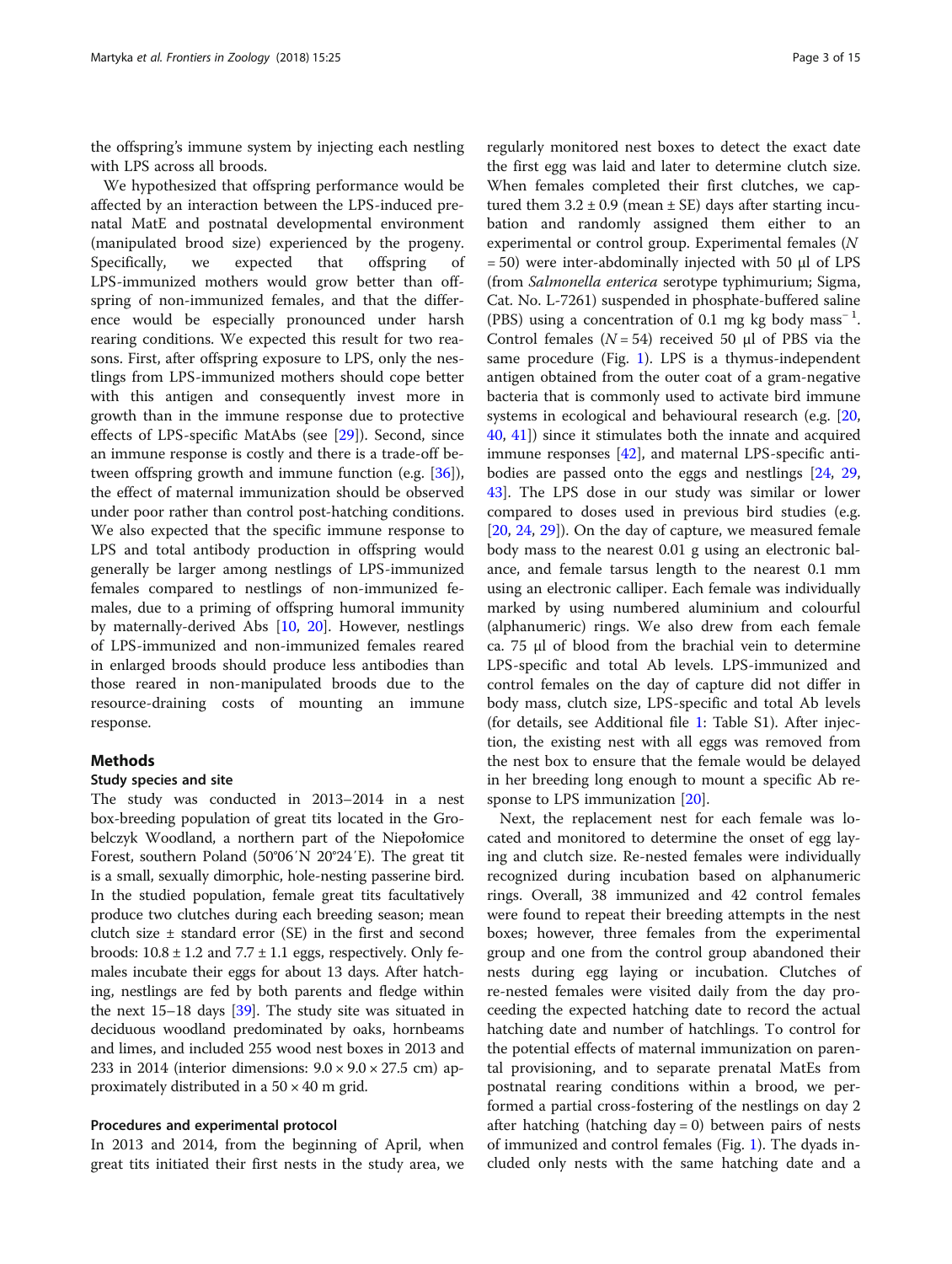the offspring's immune system by injecting each nestling with LPS across all broods.

We hypothesized that offspring performance would be affected by an interaction between the LPS-induced prenatal MatE and postnatal developmental environment (manipulated brood size) experienced by the progeny. Specifically, we expected that offspring of LPS-immunized mothers would grow better than offspring of non-immunized females, and that the difference would be especially pronounced under harsh rearing conditions. We expected this result for two reasons. First, after offspring exposure to LPS, only the nestlings from LPS-immunized mothers should cope better with this antigen and consequently invest more in growth than in the immune response due to protective effects of LPS-specific MatAbs (see [29]). Second, since an immune response is costly and there is a trade-off between offspring growth and immune function (e.g. [36]), the effect of maternal immunization should be observed under poor rather than control post-hatching conditions. We also expected that the specific immune response to LPS and total antibody production in offspring would generally be larger among nestlings of LPS-immunized females compared to nestlings of non-immunized females, due to a priming of offspring humoral immunity by maternally-derived Abs [10, 20]. However, nestlings of LPS-immunized and non-immunized females reared in enlarged broods should produce less antibodies than those reared in non-manipulated broods due to the resource-draining costs of mounting an immune response.

## Methods

### Study species and site

The study was conducted in 2013–2014 in a nest box-breeding population of great tits located in the Grobelczyk Woodland, a northern part of the Niepołomice Forest, southern Poland (50°06′N 20°24′E). The great tit is a small, sexually dimorphic, hole-nesting passerine bird. In the studied population, female great tits facultatively produce two clutches during each breeding season; mean clutch size ± standard error (SE) in the first and second broods: 10.8 ± 1.2 and 7.7 ± 1.1 eggs, respectively. Only females incubate their eggs for about 13 days. After hatching, nestlings are fed by both parents and fledge within the next 15–18 days [39]. The study site was situated in deciduous woodland predominated by oaks, hornbeams and limes, and included 255 wood nest boxes in 2013 and 233 in 2014 (interior dimensions: 9.0 × 9.0 × 27.5 cm) approximately distributed in a 50 × 40 m grid.

### Procedures and experimental protocol

In 2013 and 2014, from the beginning of April, when great tits initiated their first nests in the study area, we regularly monitored nest boxes to detect the exact date the first egg was laid and later to determine clutch size. When females completed their first clutches, we captured them 3.2 ± 0.9 (mean ± SE) days after starting incubation and randomly assigned them either to an experimental or control group. Experimental females ($N$ = 50) were inter-abdominally injected with 50 μl of LPS (from *Salmonella enterica* serotype typhimurium; Sigma, Cat. No. L-7261) suspended in phosphate-buffered saline (PBS) using a concentration of 0.1 mg kg body mass$^{-1}$. Control females ($N$ = 54) received 50 μl of PBS via the same procedure (Fig. 1). LPS is a thymus-independent antigen obtained from the outer coat of a gram-negative bacteria that is commonly used to activate bird immune systems in ecological and behavioural research (e.g. [20, 40, 41]) since it stimulates both the innate and acquired immune responses [42], and maternal LPS-specific antibodies are passed onto the eggs and nestlings [24, 29, 43]. The LPS dose in our study was similar or lower compared to doses used in previous bird studies (e.g. [20, 24, 29]). On the day of capture, we measured female body mass to the nearest 0.01 g using an electronic balance, and female tarsus length to the nearest 0.1 mm using an electronic calliper. Each female was individually marked by using numbered aluminium and colourful (alphanumeric) rings. We also drew from each female ca. 75 μl of blood from the brachial vein to determine LPS-specific and total Ab levels. LPS-immunized and control females on the day of capture did not differ in body mass, clutch size, LPS-specific and total Ab levels (for details, see Additional file 1: Table S1). After injection, the existing nest with all eggs was removed from the nest box to ensure that the female would be delayed in her breeding long enough to mount a specific Ab response to LPS immunization [20].

Next, the replacement nest for each female was located and monitored to determine the onset of egg laying and clutch size. Re-nested females were individually recognized during incubation based on alphanumeric rings. Overall, 38 immunized and 42 control females were found to repeat their breeding attempts in the nest boxes; however, three females from the experimental group and one from the control group abandoned their nests during egg laying or incubation. Clutches of re-nested females were visited daily from the day proceeding the expected hatching date to record the actual hatching date and number of hatchlings. To control for the potential effects of maternal immunization on parental provisioning, and to separate prenatal MatEs from postnatal rearing conditions within a brood, we performed a partial cross-fostering of the nestlings on day 2 after hatching (hatching day = 0) between pairs of nests of immunized and control females (Fig. 1). The dyads included only nests with the same hatching date and a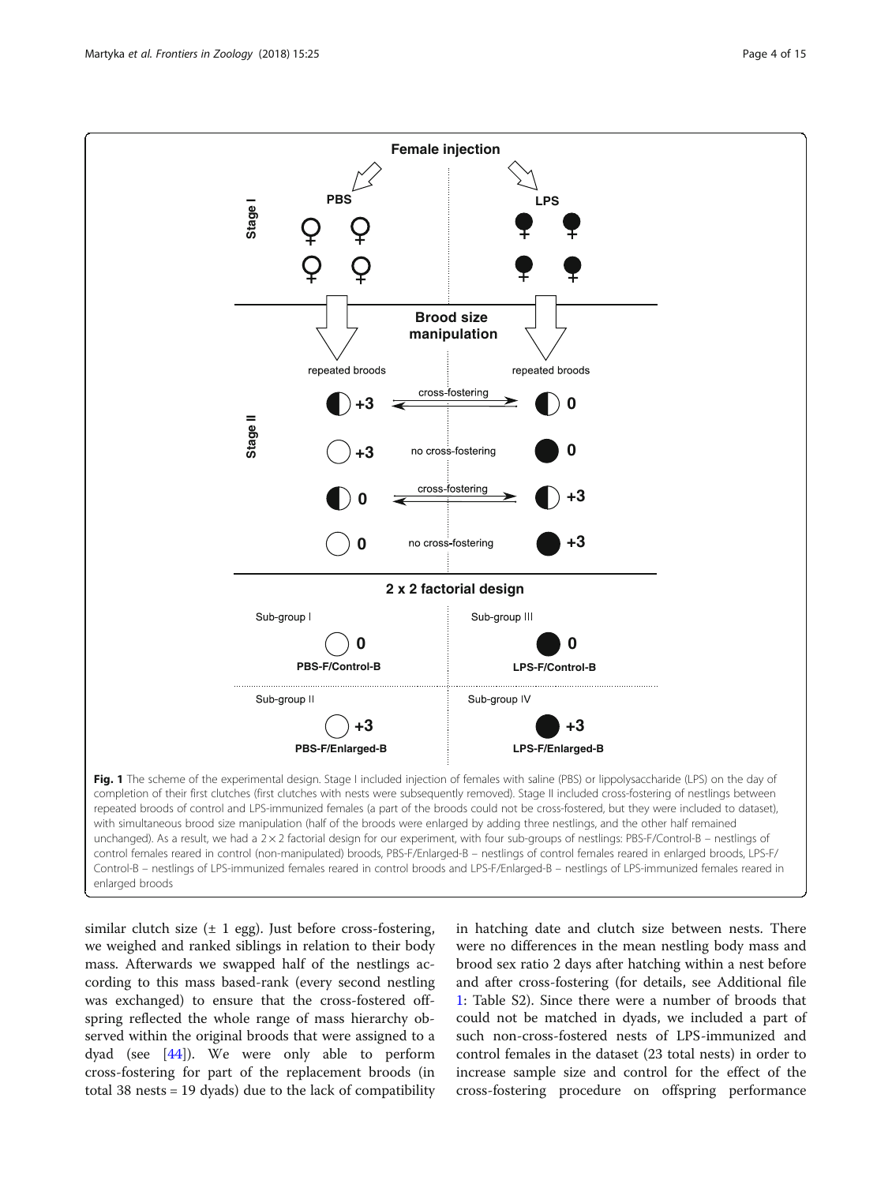Fig. 1 The scheme of the experimental design. Stage I included injection of females with saline (PBS) or lipopolysaccharide (LPS) on the day of completion of their first clutches (first clutches with nests were subsequently removed). Stage II included cross-fostering of nestlings between repeated broods of control and LPS-immunized females (a part of the broods could not be cross-fostered, but they were included to dataset), with simultaneous brood size manipulation (half of the broods were enlarged by adding three nestlings, and the other half remained unchanged). As a result, we had a 2 × 2 factorial design for our experiment, with four sub-groups of nestlings: PBS-F/Control-B – nestlings of control females reared in control (non-manipulated) broods, PBS-F/Enlarged-B – nestlings of control females reared in enlarged broods, LPS-F/Control-B – nestlings of LPS-immunized females reared in control broods and LPS-F/Enlarged-B – nestlings of LPS-immunized females reared in enlarged broods

similar clutch size (± 1 egg). Just before cross-fostering, we weighed and ranked siblings in relation to their body mass. Afterwards we swapped half of the nestlings according to this mass based-rank (every second nestling was exchanged) to ensure that the cross-fostered offspring reflected the whole range of mass hierarchy observed within the original broods that were assigned to a dyad (see [44]). We were only able to perform cross-fostering for part of the replacement broods (in total 38 nests = 19 dyads) due to the lack of compatibility in hatching date and clutch size between nests. There were no differences in the mean nestling body mass and brood sex ratio 2 days after hatching within a nest before and after cross-fostering (for details, see Additional file 1: Table S2). Since there were a number of broods that could not be matched in dyads, we included a part of such non-cross-fostered nests of LPS-immunized and control females in the dataset (23 total nests) in order to increase sample size and control for the effect of the cross-fostering procedure on offspring performance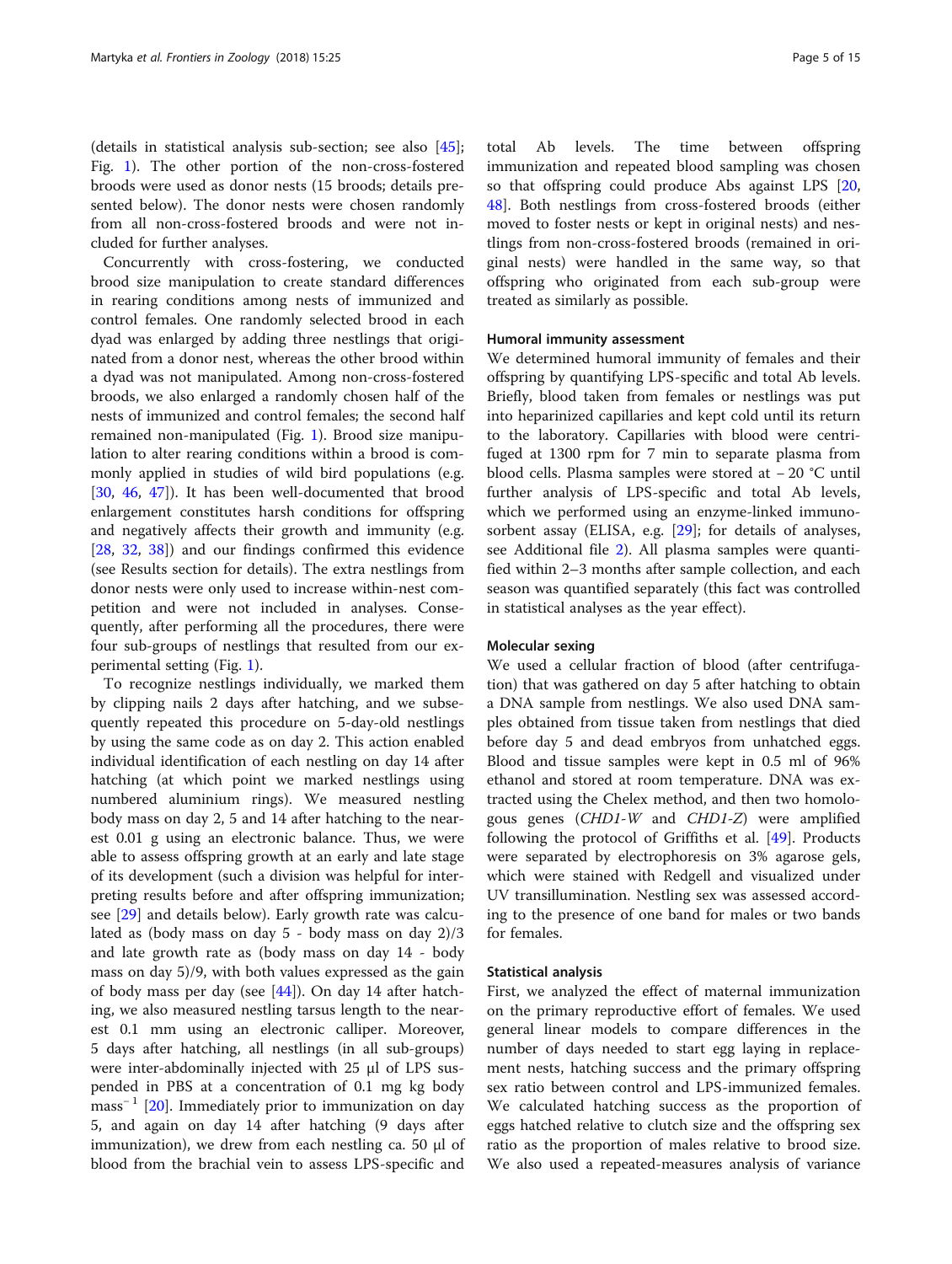(details in statistical analysis sub-section; see also [45]; Fig. 1). The other portion of the non-cross-fostered broods were used as donor nests (15 broods; details presented below). The donor nests were chosen randomly from all non-cross-fostered broods and were not included for further analyses.

Concurrently with cross-fostering, we conducted brood size manipulation to create standard differences in rearing conditions among nests of immunized and control females. One randomly selected brood in each dyad was enlarged by adding three nestlings that originated from a donor nest, whereas the other brood within a dyad was not manipulated. Among non-cross-fostered broods, we also enlarged a randomly chosen half of the nests of immunized and control females; the second half remained non-manipulated (Fig. 1). Brood size manipulation to alter rearing conditions within a brood is commonly applied in studies of wild bird populations (e.g. [30, 46, 47]). It has been well-documented that brood enlargement constitutes harsh conditions for offspring and negatively affects their growth and immunity (e.g. [28, 32, 38]) and our findings confirmed this evidence (see Results section for details). The extra nestlings from donor nests were only used to increase within-nest competition and were not included in analyses. Consequently, after performing all the procedures, there were four sub-groups of nestlings that resulted from our experimental setting (Fig. 1).

To recognize nestlings individually, we marked them by clipping nails 2 days after hatching, and we subsequently repeated this procedure on 5-day-old nestlings by using the same code as on day 2. This action enabled individual identification of each nestling on day 14 after hatching (at which point we marked nestlings using numbered aluminium rings). We measured nestling body mass on day 2, 5 and 14 after hatching to the nearest 0.01 g using an electronic balance. Thus, we were able to assess offspring growth at an early and late stage of its development (such a division was helpful for interpreting results before and after offspring immunization; see [29] and details below). Early growth rate was calculated as (body mass on day 5 - body mass on day 2)/3 and late growth rate as (body mass on day 14 - body mass on day 5)/9, with both values expressed as the gain of body mass per day (see [44]). On day 14 after hatching, we also measured nestling tarsus length to the nearest 0.1 mm using an electronic calliper. Moreover, 5 days after hatching, all nestlings (in all sub-groups) were inter-abdominally injected with 25 μl of LPS suspended in PBS at a concentration of 0.1 mg kg body mass$^{-1}$ [20]. Immediately prior to immunization on day 5, and again on day 14 after hatching (9 days after immunization), we drew from each nestling ca. 50 μl of blood from the brachial vein to assess LPS-specific and total Ab levels. The time between offspring immunization and repeated blood sampling was chosen so that offspring could produce Abs against LPS [20, 48]. Both nestlings from cross-fostered broods (either moved to foster nests or kept in original nests) and nestlings from non-cross-fostered broods (remained in original nests) were handled in the same way, so that offspring who originated from each sub-group were treated as similarly as possible.

### Humoral immunity assessment

We determined humoral immunity of females and their offspring by quantifying LPS-specific and total Ab levels. Briefly, blood taken from females or nestlings was put into heparinized capillaries and kept cold until its return to the laboratory. Capillaries with blood were centrifuged at 1300 rpm for 7 min to separate plasma from blood cells. Plasma samples were stored at − 20 °C until further analysis of LPS-specific and total Ab levels, which we performed using an enzyme-linked immunosorbent assay (ELISA, e.g. [29]; for details of analyses, see Additional file 2). All plasma samples were quantified within 2–3 months after sample collection, and each season was quantified separately (this fact was controlled in statistical analyses as the year effect).

### Molecular sexing

We used a cellular fraction of blood (after centrifugation) that was gathered on day 5 after hatching to obtain a DNA sample from nestlings. We also used DNA samples obtained from tissue taken from nestlings that died before day 5 and dead embryos from unhatched eggs. Blood and tissue samples were kept in 0.5 ml of 96% ethanol and stored at room temperature. DNA was extracted using the Chelex method, and then two homologous genes (*CHD1-W* and *CHD1-Z*) were amplified following the protocol of Griffiths et al. [49]. Products were separated by electrophoresis on 3% agarose gels, which were stained with Redgell and visualized under UV transillumination. Nestling sex was assessed according to the presence of one band for males or two bands for females.

### Statistical analysis

First, we analyzed the effect of maternal immunization on the primary reproductive effort of females. We used general linear models to compare differences in the number of days needed to start egg laying in replacement nests, hatching success and the primary offspring sex ratio between control and LPS-immunized females. We calculated hatching success as the proportion of eggs hatched relative to clutch size and the offspring sex ratio as the proportion of males relative to brood size. We also used a repeated-measures analysis of variance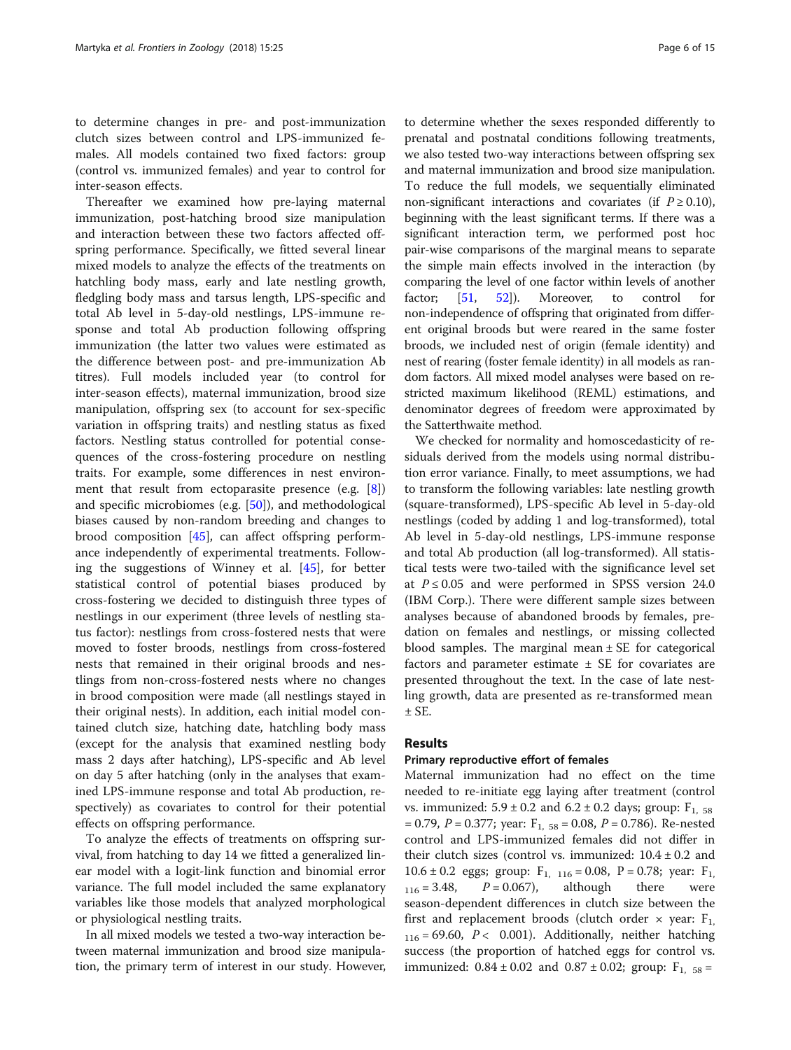to determine changes in pre- and post-immunization clutch sizes between control and LPS-immunized females. All models contained two fixed factors: group (control vs. immunized females) and year to control for inter-season effects.

Thereafter we examined how pre-laying maternal immunization, post-hatching brood size manipulation and interaction between these two factors affected offspring performance. Specifically, we fitted several linear mixed models to analyze the effects of the treatments on hatchling body mass, early and late nestling growth, fledgling body mass and tarsus length, LPS-specific and total Ab level in 5-day-old nestlings, LPS-immune response and total Ab production following offspring immunization (the latter two values were estimated as the difference between post- and pre-immunization Ab titres). Full models included year (to control for inter-season effects), maternal immunization, brood size manipulation, offspring sex (to account for sex-specific variation in offspring traits) and nestling status as fixed factors. Nestling status controlled for potential consequences of the cross-fostering procedure on nestling traits. For example, some differences in nest environment that result from ectoparasite presence (e.g. [8]) and specific microbiomes (e.g. [50]), and methodological biases caused by non-random breeding and changes to brood composition [45], can affect offspring performance independently of experimental treatments. Following the suggestions of Winney et al. [45], for better statistical control of potential biases produced by cross-fostering we decided to distinguish three types of nestlings in our experiment (three levels of nestling status factor): nestlings from cross-fostered nests that were moved to foster broods, nestlings from cross-fostered nests that remained in their original broods and nestlings from non-cross-fostered nests where no changes in brood composition were made (all nestlings stayed in their original nests). In addition, each initial model contained clutch size, hatching date, hatchling body mass (except for the analysis that examined nestling body mass 2 days after hatching), LPS-specific and Ab level on day 5 after hatching (only in the analyses that examined LPS-immune response and total Ab production, respectively) as covariates to control for their potential effects on offspring performance.

To analyze the effects of treatments on offspring survival, from hatching to day 14 we fitted a generalized linear model with a logit-link function and binomial error variance. The full model included the same explanatory variables like those models that analyzed morphological or physiological nestling traits.

In all mixed models we tested a two-way interaction between maternal immunization and brood size manipulation, the primary term of interest in our study. However, to determine whether the sexes responded differently to prenatal and postnatal conditions following treatments, we also tested two-way interactions between offspring sex and maternal immunization and brood size manipulation. To reduce the full models, we sequentially eliminated non-significant interactions and covariates (if $P \geq 0.10$), beginning with the least significant terms. If there was a significant interaction term, we performed post hoc pair-wise comparisons of the marginal means to separate the simple main effects involved in the interaction (by comparing the level of one factor within levels of another factor; [51, 52]). Moreover, to control for non-independence of offspring that originated from different original broods but were reared in the same foster broods, we included nest of origin (female identity) and nest of rearing (foster female identity) in all models as random factors. All mixed model analyses were based on restricted maximum likelihood (REML) estimations, and denominator degrees of freedom were approximated by the Satterthwaite method.

We checked for normality and homoscedasticity of residuals derived from the models using normal distribution error variance. Finally, to meet assumptions, we had to transform the following variables: late nestling growth (square-transformed), LPS-specific Ab level in 5-day-old nestlings (coded by adding 1 and log-transformed), total Ab level in 5-day-old nestlings, LPS-immune response and total Ab production (all log-transformed). All statistical tests were two-tailed with the significance level set at $P \leq 0.05$ and were performed in SPSS version 24.0 (IBM Corp.). There were different sample sizes between analyses because of abandoned broods by females, predation on females and nestlings, or missing collected blood samples. The marginal mean ± SE for categorical factors and parameter estimate ± SE for covariates are presented throughout the text. In the case of late nestling growth, data are presented as re-transformed mean ± SE.

## Results

### Primary reproductive effort of females

Maternal immunization had no effect on the time needed to re-initiate egg laying after treatment (control vs. immunized: 5.9 ± 0.2 and 6.2 ± 0.2 days; group: $F_{1, 58} = 0.79$, $P = 0.377$; year: $F_{1, 58} = 0.08$, $P = 0.786$). Re-nested control and LPS-immunized females did not differ in their clutch sizes (control vs. immunized: 10.4 ± 0.2 and 10.6 ± 0.2 eggs; group: $F_{1, 116} = 0.08$, $P = 0.78$; year: $F_{1, 116} = 3.48$, $P = 0.067$), although there were season-dependent differences in clutch size between the first and replacement broods (clutch order × year: $F_{1, 116} = 69.60$, $P < 0.001$). Additionally, neither hatching success (the proportion of hatched eggs for control vs. immunized: 0.84 ± 0.02 and 0.87 ± 0.02; group: $F_{1, 58} =$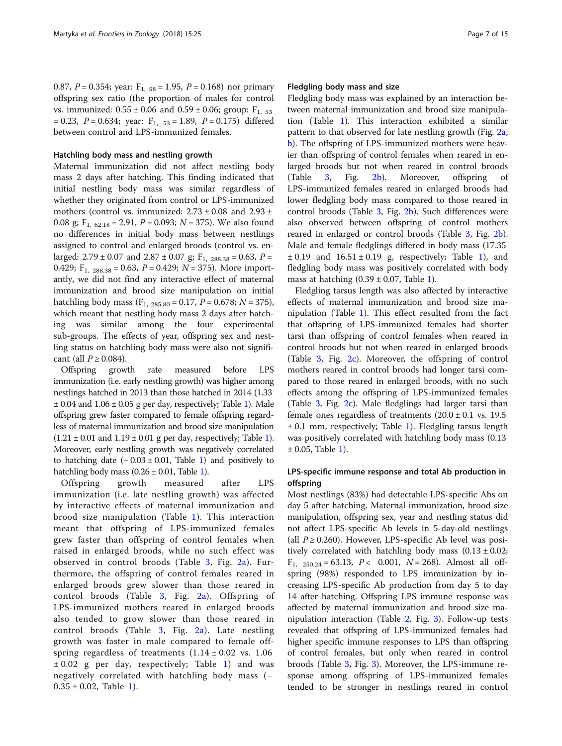0.87, $P = 0.354$; year: $F_{1,\ 58} = 1.95$, $P = 0.168$) nor primary offspring sex ratio (the proportion of males for control vs. immunized: 0.55 ± 0.06 and 0.59 ± 0.06; group: $F_{1,\ 53} = 0.23$, $P = 0.634$; year: $F_{1,\ 53} = 1.89$, $P = 0.175$) differed between control and LPS-immunized females.

### Hatchling body mass and nestling growth

Maternal immunization did not affect nestling body mass 2 days after hatching. This finding indicated that initial nestling body mass was similar regardless of whether they originated from control or LPS-immunized mothers (control vs. immunized: 2.73 ± 0.08 and 2.93 ± 0.08 g; $F_{1,\ 62.18} = 2.91$, $P = 0.093$; $N = 375$). We also found no differences in initial body mass between nestlings assigned to control and enlarged broods (control vs. enlarged: 2.79 ± 0.07 and 2.87 ± 0.07 g; $F_{1,\ 288.38} = 0.63$, $P = 0.429$; $F_{1,\ 288.38} = 0.63$, $P = 0.429$; $N = 375$). More importantly, we did not find any interactive effect of maternal immunization and brood size manipulation on initial hatchling body mass ($F_{1,\ 285.80} = 0.17$, $P = 0.678$; $N = 375$), which meant that nestling body mass 2 days after hatching was similar among the four experimental sub-groups. The effects of year, offspring sex and nestling status on hatchling body mass were also not significant (all $P \geq 0.084$).

Offspring growth rate measured before LPS immunization (i.e. early nestling growth) was higher among nestlings hatched in 2013 than those hatched in 2014 (1.33 ± 0.04 and 1.06 ± 0.05 g per day, respectively; Table 1). Male offspring grew faster compared to female offspring regardless of maternal immunization and brood size manipulation (1.21 ± 0.01 and 1.19 ± 0.01 g per day, respectively; Table 1). Moreover, early nestling growth was negatively correlated to hatching date (− 0.03 ± 0.01, Table 1) and positively to hatchling body mass (0.26 ± 0.01, Table 1).

Offspring growth measured after LPS immunization (i.e. late nestling growth) was affected by interactive effects of maternal immunization and brood size manipulation (Table 1). This interaction meant that offspring of LPS-immunized females grew faster than offspring of control females when raised in enlarged broods, while no such effect was observed in control broods (Table 3, Fig. 2a). Furthermore, the offspring of control females reared in enlarged broods grew slower than those reared in control broods (Table 3, Fig. 2a). Offspring of LPS-immunized mothers reared in enlarged broods also tended to grow slower than those reared in control broods (Table 3, Fig. 2a). Late nestling growth was faster in male compared to female offspring regardless of treatments (1.14 ± 0.02 vs. 1.06 ± 0.02 g per day, respectively; Table 1) and was negatively correlated with hatchling body mass (− 0.35 ± 0.02, Table 1).

### Fledgling body mass and size

Fledgling body mass was explained by an interaction between maternal immunization and brood size manipulation (Table 1). This interaction exhibited a similar pattern to that observed for late nestling growth (Fig. 2a, b). The offspring of LPS-immunized mothers were heavier than offspring of control females when reared in enlarged broods but not when reared in control broods (Table 3, Fig. 2b). Moreover, offspring of LPS-immunized females reared in enlarged broods had lower fledgling body mass compared to those reared in control broods (Table 3, Fig. 2b). Such differences were also observed between offspring of control mothers reared in enlarged or control broods (Table 3, Fig. 2b). Male and female fledglings differed in body mass (17.35 ± 0.19 and 16.51 ± 0.19 g, respectively; Table 1), and fledgling body mass was positively correlated with body mass at hatching (0.39 ± 0.07, Table 1).

Fledgling tarsus length was also affected by interactive effects of maternal immunization and brood size manipulation (Table 1). This effect resulted from the fact that offspring of LPS-immunized females had shorter tarsi than offspring of control females when reared in control broods but not when reared in enlarged broods (Table 3, Fig. 2c). Moreover, the offspring of control mothers reared in control broods had longer tarsi compared to those reared in enlarged broods, with no such effects among the offspring of LPS-immunized females (Table 3, Fig. 2c). Male fledglings had larger tarsi than female ones regardless of treatments (20.0 ± 0.1 vs. 19.5 ± 0.1 mm, respectively; Table 1). Fledgling tarsus length was positively correlated with hatchling body mass (0.13 ± 0.05, Table 1).

### LPS-specific immune response and total Ab production in offspring

Most nestlings (83%) had detectable LPS-specific Abs on day 5 after hatching. Maternal immunization, brood size manipulation, offspring sex, year and nestling status did not affect LPS-specific Ab levels in 5-day-old nestlings (all $P \geq 0.260$). However, LPS-specific Ab level was positively correlated with hatchling body mass (0.13 ± 0.02; $F_{1,\ 250.24} = 63.13$, $P < 0.001$, $N = 268$). Almost all offspring (98%) responded to LPS immunization by increasing LPS-specific Ab production from day 5 to day 14 after hatching. Offspring LPS immune response was affected by maternal immunization and brood size manipulation interaction (Table 2, Fig. 3). Follow-up tests revealed that offspring of LPS-immunized females had higher specific immune responses to LPS than offspring of control females, but only when reared in control broods (Table 3, Fig. 3). Moreover, the LPS-immune response among offspring of LPS-immunized females tended to be stronger in nestlings reared in control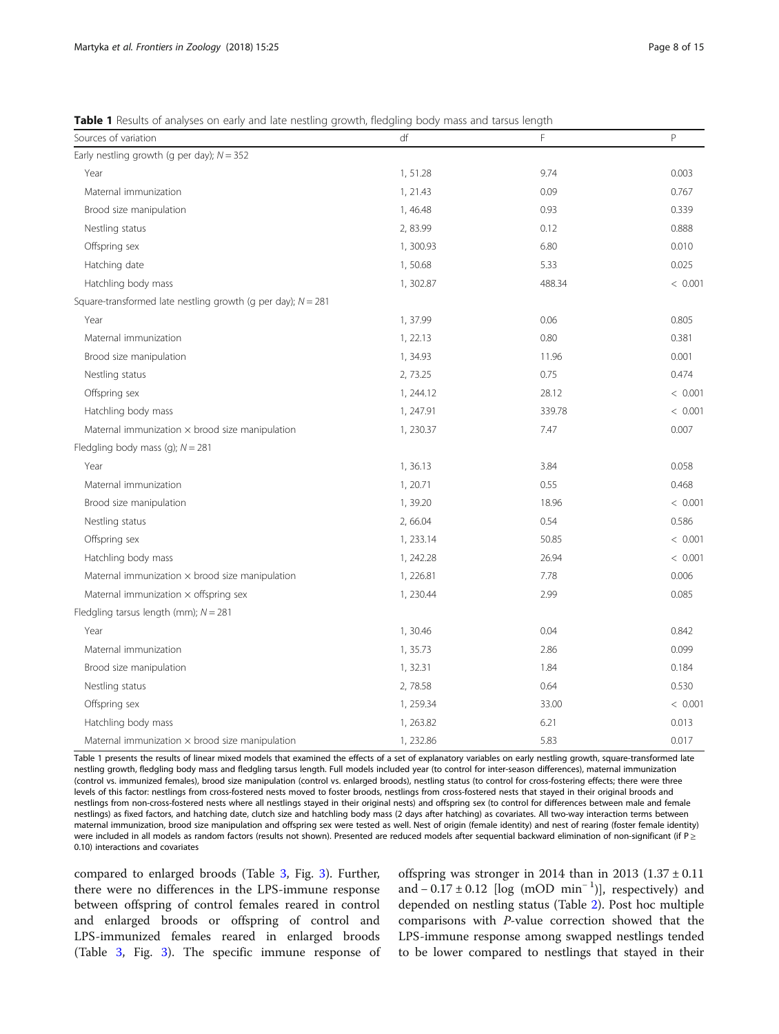**Table 1** Results of analyses on early and late nestling growth, fledgling body mass and tarsus length

| Sources of variation | df | F | P |
|---|---|---|---|
| Early nestling growth (g per day); $N = 352$ | | | |
| Year | 1, 51.28 | 9.74 | 0.003 |
| Maternal immunization | 1, 21.43 | 0.09 | 0.767 |
| Brood size manipulation | 1, 46.48 | 0.93 | 0.339 |
| Nestling status | 2, 83.99 | 0.12 | 0.888 |
| Offspring sex | 1, 300.93 | 6.80 | 0.010 |
| Hatching date | 1, 50.68 | 5.33 | 0.025 |
| Hatchling body mass | 1, 302.87 | 488.34 | < 0.001 |
| Square-transformed late nestling growth (g per day); $N = 281$ | | | |
| Year | 1, 37.99 | 0.06 | 0.805 |
| Maternal immunization | 1, 22.13 | 0.80 | 0.381 |
| Brood size manipulation | 1, 34.93 | 11.96 | 0.001 |
| Nestling status | 2, 73.25 | 0.75 | 0.474 |
| Offspring sex | 1, 244.12 | 28.12 | < 0.001 |
| Hatchling body mass | 1, 247.91 | 339.78 | < 0.001 |
| Maternal immunization × brood size manipulation | 1, 230.37 | 7.47 | 0.007 |
| Fledgling body mass (g); $N = 281$ | | | |
| Year | 1, 36.13 | 3.84 | 0.058 |
| Maternal immunization | 1, 20.71 | 0.55 | 0.468 |
| Brood size manipulation | 1, 39.20 | 18.96 | < 0.001 |
| Nestling status | 2, 66.04 | 0.54 | 0.586 |
| Offspring sex | 1, 233.14 | 50.85 | < 0.001 |
| Hatchling body mass | 1, 242.28 | 26.94 | < 0.001 |
| Maternal immunization × brood size manipulation | 1, 226.81 | 7.78 | 0.006 |
| Maternal immunization × offspring sex | 1, 230.44 | 2.99 | 0.085 |
| Fledgling tarsus length (mm); $N = 281$ | | | |
| Year | 1, 30.46 | 0.04 | 0.842 |
| Maternal immunization | 1, 35.73 | 2.86 | 0.099 |
| Brood size manipulation | 1, 32.31 | 1.84 | 0.184 |
| Nestling status | 2, 78.58 | 0.64 | 0.530 |
| Offspring sex | 1, 259.34 | 33.00 | < 0.001 |
| Hatchling body mass | 1, 263.82 | 6.21 | 0.013 |
| Maternal immunization × brood size manipulation | 1, 232.86 | 5.83 | 0.017 |

Table 1 presents the results of linear mixed models that examined the effects of a set of explanatory variables on early nestling growth, square-transformed late nestling growth, fledgling body mass and fledgling tarsus length. Full models included year (to control for inter-season differences), maternal immunization (control vs. immunized females), brood size manipulation (control vs. enlarged broods), nestling status (to control for cross-fostering effects; there were three levels of this factor: nestlings from cross-fostered nests moved to foster broods, nestlings from cross-fostered nests that stayed in their original broods and nestlings from non-cross-fostered nests where all nestlings stayed in their original nests) and offspring sex (to control for differences between male and female nestlings) as fixed factors, and hatching date, clutch size and hatchling body mass (2 days after hatching) as covariates. All two-way interaction terms between maternal immunization, brood size manipulation and offspring sex were tested as well. Nest of origin (female identity) and nest of rearing (foster female identity) were included in all models as random factors (results not shown). Presented are reduced models after sequential backward elimination of non-significant (if $P \geq 0.10$) interactions and covariates

compared to enlarged broods (Table 3, Fig. 3). Further, there were no differences in the LPS-immune response between offspring of control females reared in control and enlarged broods or offspring of control and LPS-immunized females reared in enlarged broods (Table 3, Fig. 3). The specific immune response of offspring was stronger in 2014 than in 2013 ($1.37 \pm 0.11$ and $-0.17 \pm 0.12$ [log (mOD min$^{-1}$)], respectively) and depended on nestling status (Table 2). Post hoc multiple comparisons with *P*-value correction showed that the LPS-immune response among swapped nestlings tended to be lower compared to nestlings that stayed in their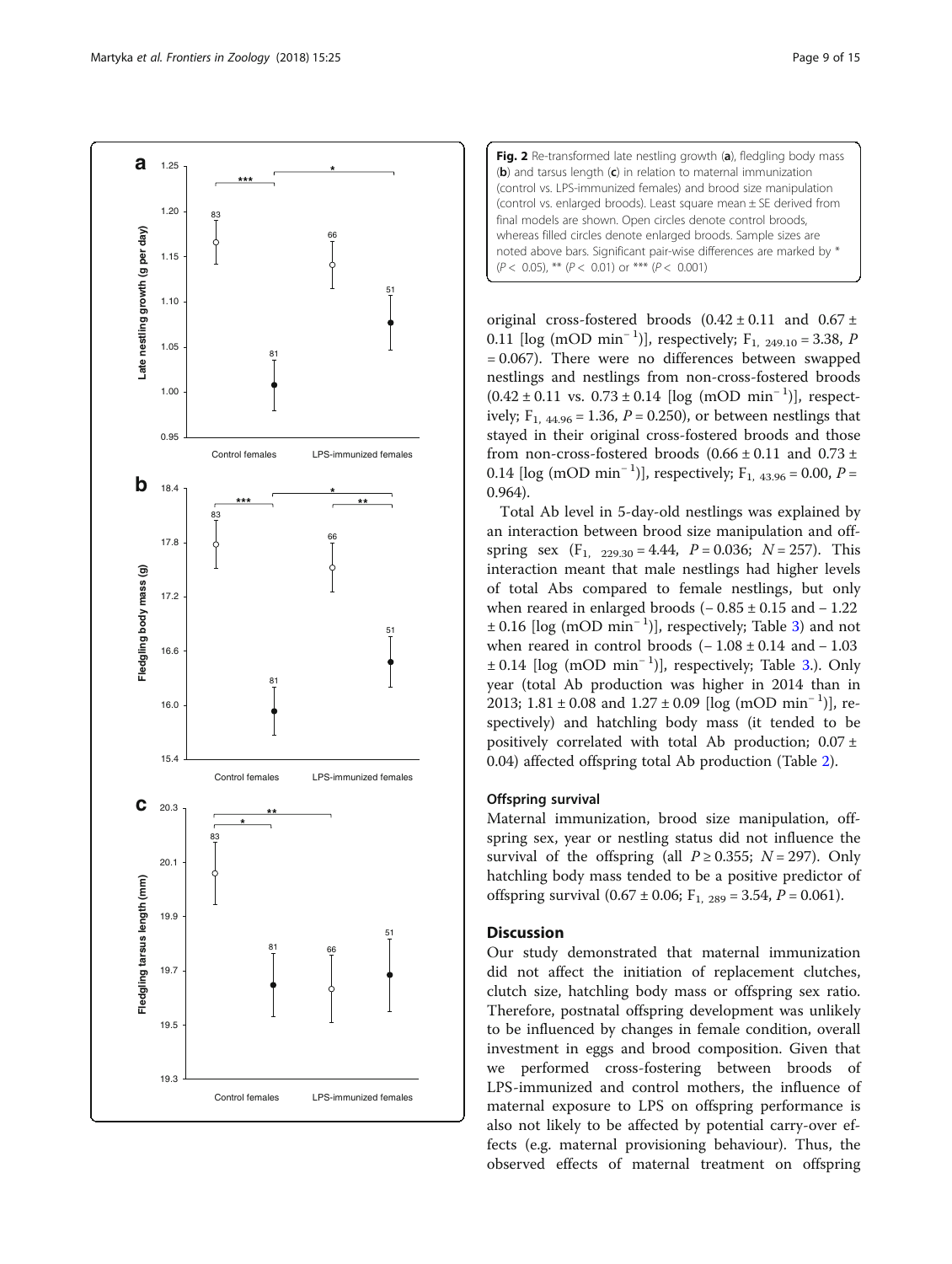**Fig. 2** Re-transformed late nestling growth (**a**), fledgling body mass (**b**) and tarsus length (**c**) in relation to maternal immunization (control vs. LPS-immunized females) and brood size manipulation (control vs. enlarged broods). Least square mean ± SE derived from final models are shown. Open circles denote control broods, whereas filled circles denote enlarged broods. Sample sizes are noted above bars. Significant pair-wise differences are marked by * ($P < 0.05$), ** ($P < 0.01$) or *** ($P < 0.001$)

original cross-fostered broods (0.42 ± 0.11 and 0.67 ± 0.11 [log (mOD min$^{-1}$)], respectively; $F_{1,\ 249.10} = 3.38$, $P = 0.067$). There were no differences between swapped nestlings and nestlings from non-cross-fostered broods (0.42 ± 0.11 vs. 0.73 ± 0.14 [log (mOD min$^{-1}$)], respectively; $F_{1,\ 44.96} = 1.36$, $P = 0.250$), or between nestlings that stayed in their original cross-fostered broods and those from non-cross-fostered broods (0.66 ± 0.11 and 0.73 ± 0.14 [log (mOD min$^{-1}$)], respectively; $F_{1,\ 43.96} = 0.00$, $P = 0.964$).

Total Ab level in 5-day-old nestlings was explained by an interaction between brood size manipulation and offspring sex ($F_{1,\ 229.30} = 4.44$, $P = 0.036$; $N = 257$). This interaction meant that male nestlings had higher levels of total Abs compared to female nestlings, but only when reared in enlarged broods (− 0.85 ± 0.15 and − 1.22 ± 0.16 [log (mOD min$^{-1}$)], respectively; Table 3) and not when reared in control broods (− 1.08 ± 0.14 and − 1.03 ± 0.14 [log (mOD min$^{-1}$)], respectively; Table 3). Only year (total Ab production was higher in 2014 than in 2013; 1.81 ± 0.08 and 1.27 ± 0.09 [log (mOD min$^{-1}$)], respectively) and hatchling body mass (it tended to be positively correlated with total Ab production; 0.07 ± 0.04) affected offspring total Ab production (Table 2).

### Offspring survival

Maternal immunization, brood size manipulation, offspring sex, year or nestling status did not influence the survival of the offspring (all $P \geq 0.355$; $N = 297$). Only hatchling body mass tended to be a positive predictor of offspring survival (0.67 ± 0.06; $F_{1,\ 289} = 3.54$, $P = 0.061$).

## Discussion

Our study demonstrated that maternal immunization did not affect the initiation of replacement clutches, clutch size, hatchling body mass or offspring sex ratio. Therefore, postnatal offspring development was unlikely to be influenced by changes in female condition, overall investment in eggs and brood composition. Given that we performed cross-fostering between broods of LPS-immunized and control mothers, the influence of maternal exposure to LPS on offspring performance is also not likely to be affected by potential carry-over effects (e.g. maternal provisioning behaviour). Thus, the observed effects of maternal treatment on offspring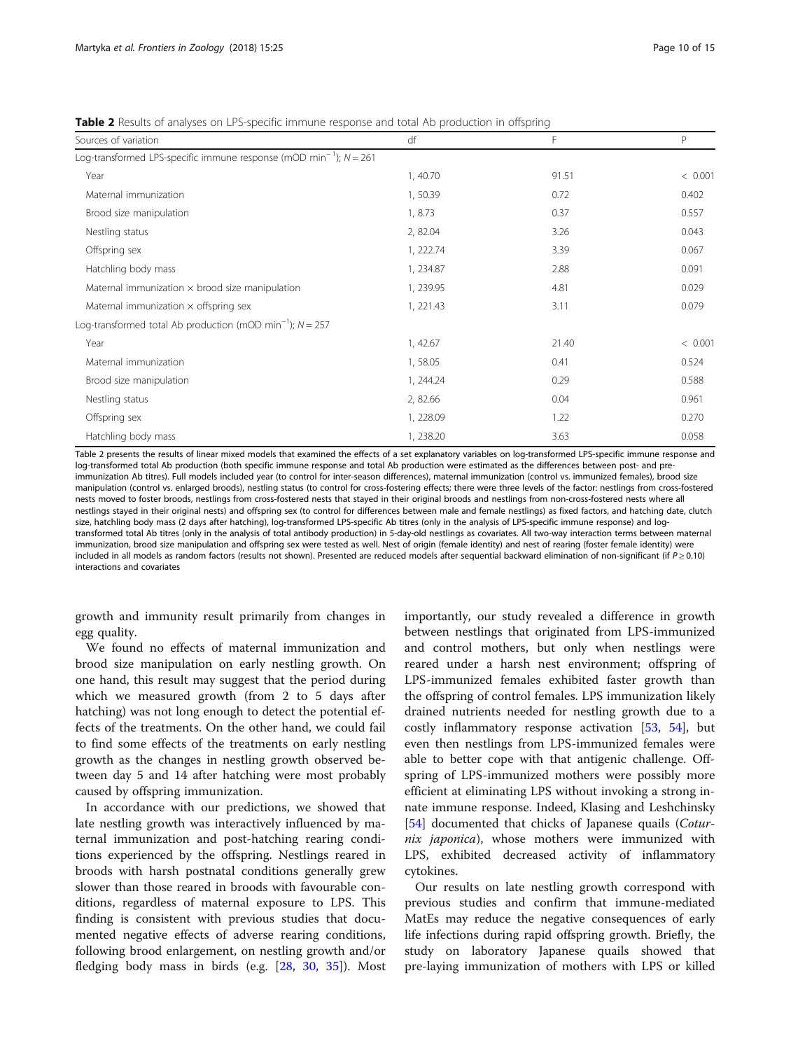**Table 2** Results of analyses on LPS-specific immune response and total Ab production in offspring

| Sources of variation | df | F | P |
|---|---|---|---|
| Log-transformed LPS-specific immune response (mOD min$^{-1}$); $N = 261$ | | | |
| Year | 1, 40.70 | 91.51 | < 0.001 |
| Maternal immunization | 1, 50.39 | 0.72 | 0.402 |
| Brood size manipulation | 1, 8.73 | 0.37 | 0.557 |
| Nestling status | 2, 82.04 | 3.26 | 0.043 |
| Offspring sex | 1, 222.74 | 3.39 | 0.067 |
| Hatchling body mass | 1, 234.87 | 2.88 | 0.091 |
| Maternal immunization × brood size manipulation | 1, 239.95 | 4.81 | 0.029 |
| Maternal immunization × offspring sex | 1, 221.43 | 3.11 | 0.079 |
| Log-transformed total Ab production (mOD min$^{-1}$); $N = 257$ | | | |
| Year | 1, 42.67 | 21.40 | < 0.001 |
| Maternal immunization | 1, 58.05 | 0.41 | 0.524 |
| Brood size manipulation | 1, 244.24 | 0.29 | 0.588 |
| Nestling status | 2, 82.66 | 0.04 | 0.961 |
| Offspring sex | 1, 228.09 | 1.22 | 0.270 |
| Hatchling body mass | 1, 238.20 | 3.63 | 0.058 |

Table 2 presents the results of linear mixed models that examined the effects of a set explanatory variables on log-transformed LPS-specific immune response and log-transformed total Ab production (both specific immune response and total Ab production were estimated as the differences between post- and pre-immunization Ab titres). Full models included year (to control for inter-season differences), maternal immunization (control vs. immunized females), brood size manipulation (control vs. enlarged broods), nestling status (to control for cross-fostering effects; there were three levels of the factor: nestlings from cross-fostered nests moved to foster broods, nestlings from cross-fostered nests that stayed in their original broods and nestlings from non-cross-fostered nests where all nestlings stayed in their original nests) and offspring sex (to control for differences between male and female nestlings) as fixed factors, and hatching date, clutch size, hatchling body mass (2 days after hatching), log-transformed LPS-specific Ab titres (only in the analysis of LPS-specific immune response) and log-transformed total Ab titres (only in the analysis of total antibody production) in 5-day-old nestlings as covariates. All two-way interaction terms between maternal immunization, brood size manipulation and offspring sex were tested as well. Nest of origin (female identity) and nest of rearing (foster female identity) were included in all models as random factors (results not shown). Presented are reduced models after sequential backward elimination of non-significant (if $P \geq 0.10$) interactions and covariates

growth and immunity result primarily from changes in egg quality.

We found no effects of maternal immunization and brood size manipulation on early nestling growth. On one hand, this result may suggest that the period during which we measured growth (from 2 to 5 days after hatching) was not long enough to detect the potential effects of the treatments. On the other hand, we could fail to find some effects of the treatments on early nestling growth as the changes in nestling growth observed between day 5 and 14 after hatching were most probably caused by offspring immunization.

In accordance with our predictions, we showed that late nestling growth was interactively influenced by maternal immunization and post-hatching rearing conditions experienced by the offspring. Nestlings reared in broods with harsh postnatal conditions generally grew slower than those reared in broods with favourable conditions, regardless of maternal exposure to LPS. This finding is consistent with previous studies that documented negative effects of adverse rearing conditions, following brood enlargement, on nestling growth and/or fledging body mass in birds (e.g. [28, 30, 35]). Most importantly, our study revealed a difference in growth between nestlings that originated from LPS-immunized and control mothers, but only when nestlings were reared under a harsh nest environment; offspring of LPS-immunized females exhibited faster growth than the offspring of control females. LPS immunization likely drained nutrients needed for nestling growth due to a costly inflammatory response activation [53, 54], but even then nestlings from LPS-immunized females were able to better cope with that antigenic challenge. Offspring of LPS-immunized mothers were possibly more efficient at eliminating LPS without invoking a strong innate immune response. Indeed, Klasing and Leshchinsky [54] documented that chicks of Japanese quails (*Coturnix japonica*), whose mothers were immunized with LPS, exhibited decreased activity of inflammatory cytokines.

Our results on late nestling growth correspond with previous studies and confirm that immune-mediated MatEs may reduce the negative consequences of early life infections during rapid offspring growth. Briefly, the study on laboratory Japanese quails showed that pre-laying immunization of mothers with LPS or killed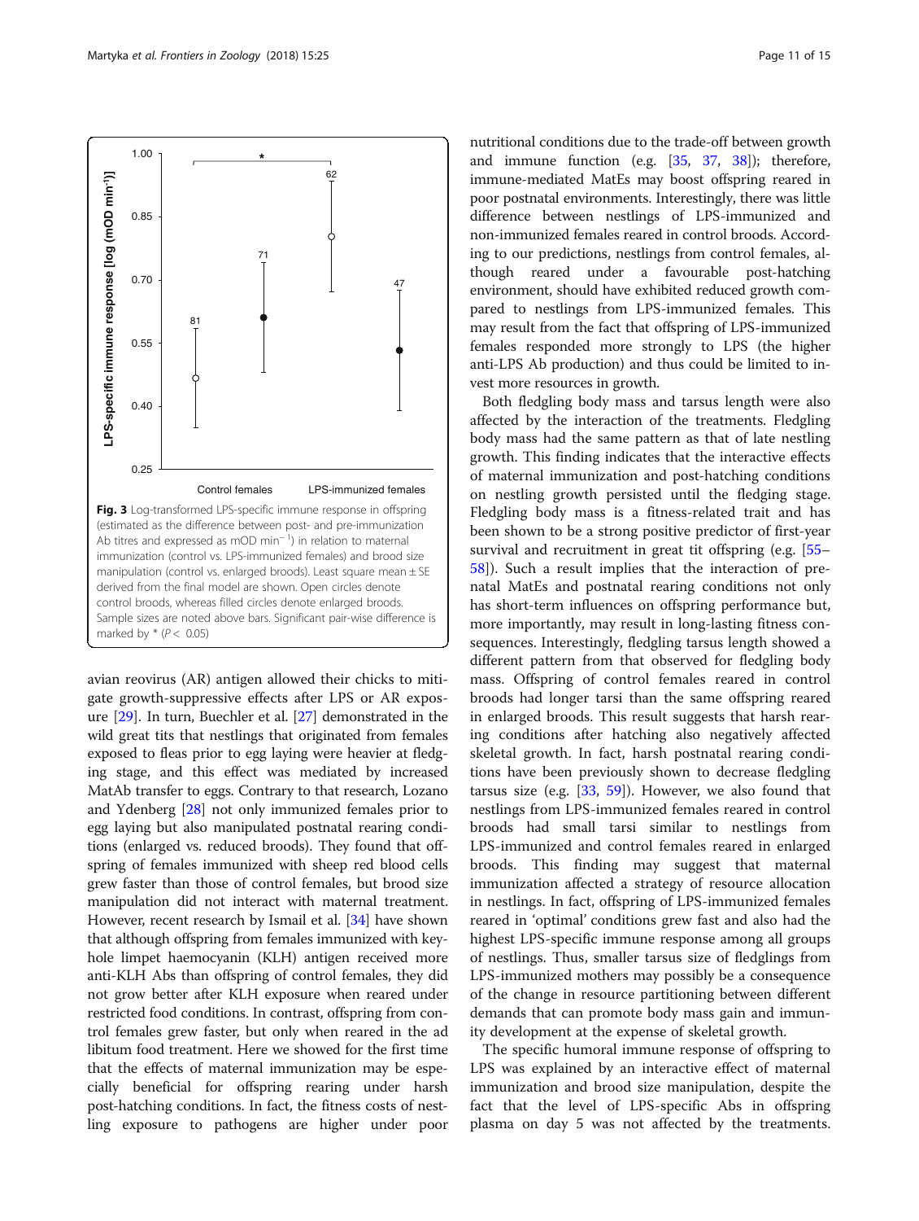1.00

*

62

0.85

71

0.70

47

81

0.55

0.40

0.25

LPS-specific immune response [log (mOD min⁻¹)]

Control females

LPS-immunized females

**Fig. 3** Log-transformed LPS-specific immune response in offspring (estimated as the difference between post- and pre-immunization Ab titres and expressed as mOD $min^{-1}$) in relation to maternal immunization (control vs. LPS-immunized females) and brood size manipulation (control vs. enlarged broods). Least square mean ± SE derived from the final model are shown. Open circles denote control broods, whereas filled circles denote enlarged broods. Sample sizes are noted above bars. Significant pair-wise difference is marked by * ($P < 0.05$)

avian reovirus (AR) antigen allowed their chicks to mitigate growth-suppressive effects after LPS or AR exposure [29]. In turn, Buechler et al. [27] demonstrated in the wild great tits that nestlings that originated from females exposed to fleas prior to egg laying were heavier at fledging stage, and this effect was mediated by increased MatAb transfer to eggs. Contrary to that research, Lozano and Ydenberg [28] not only immunized females prior to egg laying but also manipulated postnatal rearing conditions (enlarged vs. reduced broods). They found that offspring of females immunized with sheep red blood cells grew faster than those of control females, but brood size manipulation did not interact with maternal treatment. However, recent research by Ismail et al. [34] have shown that although offspring from females immunized with keyhole limpet haemocyanin (KLH) antigen received more anti-KLH Abs than offspring of control females, they did not grow better after KLH exposure when reared under restricted food conditions. In contrast, offspring from control females grew faster, but only when reared in the ad libitum food treatment. Here we showed for the first time that the effects of maternal immunization may be especially beneficial for offspring rearing under harsh post-hatching conditions. In fact, the fitness costs of nestling exposure to pathogens are higher under poor nutritional conditions due to the trade-off between growth and immune function (e.g. [35, 37, 38]); therefore, immune-mediated MatEs may boost offspring reared in poor postnatal environments. Interestingly, there was little difference between nestlings of LPS-immunized and non-immunized females reared in control broods. According to our predictions, nestlings from control females, although reared under a favourable post-hatching environment, should have exhibited reduced growth compared to nestlings from LPS-immunized females. This may result from the fact that offspring of LPS-immunized females responded more strongly to LPS (the higher anti-LPS Ab production) and thus could be limited to invest more resources in growth.

Both fledgling body mass and tarsus length were also affected by the interaction of the treatments. Fledgling body mass had the same pattern as that of late nestling growth. This finding indicates that the interactive effects of maternal immunization and post-hatching conditions on nestling growth persisted until the fledging stage. Fledgling body mass is a fitness-related trait and has been shown to be a strong positive predictor of first-year survival and recruitment in great tit offspring (e.g. [55–58]). Such a result implies that the interaction of prenatal MatEs and postnatal rearing conditions not only has short-term influences on offspring performance but, more importantly, may result in long-lasting fitness consequences. Interestingly, fledgling tarsus length showed a different pattern from that observed for fledgling body mass. Offspring of control females reared in control broods had longer tarsi than the same offspring reared in enlarged broods. This result suggests that harsh rearing conditions after hatching also negatively affected skeletal growth. In fact, harsh postnatal rearing conditions have been previously shown to decrease fledgling tarsus size (e.g. [33, 59]). However, we also found that nestlings from LPS-immunized females reared in control broods had small tarsi similar to nestlings from LPS-immunized and control females reared in enlarged broods. This finding may suggest that maternal immunization affected a strategy of resource allocation in nestlings. In fact, offspring of LPS-immunized females reared in 'optimal' conditions grew fast and also had the highest LPS-specific immune response among all groups of nestlings. Thus, smaller tarsus size of fledglings from LPS-immunized mothers may possibly be a consequence of the change in resource partitioning between different demands that can promote body mass gain and immunity development at the expense of skeletal growth.

The specific humoral immune response of offspring to LPS was explained by an interactive effect of maternal immunization and brood size manipulation, despite the fact that the level of LPS-specific Abs in offspring plasma on day 5 was not affected by the treatments.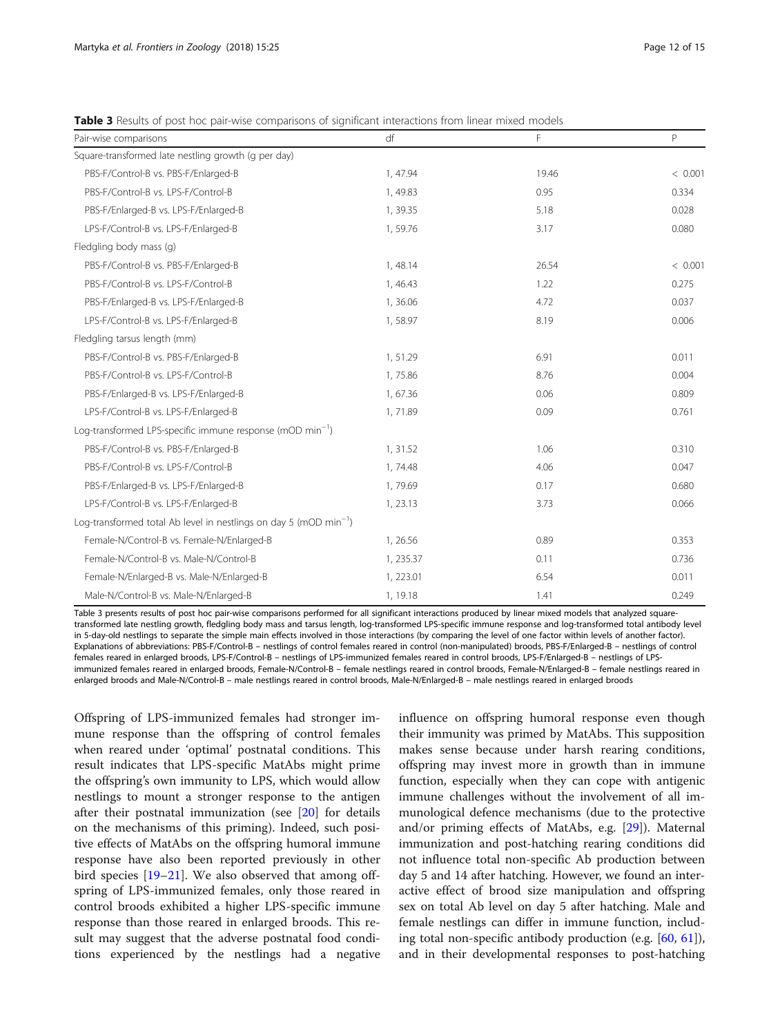**Table 3** Results of post hoc pair-wise comparisons of significant interactions from linear mixed models

| Pair-wise comparisons | df | F | P |
|---|---|---|---|
| Square-transformed late nestling growth (g per day) | | | |
| PBS-F/Control-B vs. PBS-F/Enlarged-B | 1, 47.94 | 19.46 | < 0.001 |
| PBS-F/Control-B vs. LPS-F/Control-B | 1, 49.83 | 0.95 | 0.334 |
| PBS-F/Enlarged-B vs. LPS-F/Enlarged-B | 1, 39.35 | 5.18 | 0.028 |
| LPS-F/Control-B vs. LPS-F/Enlarged-B | 1, 59.76 | 3.17 | 0.080 |
| Fledgling body mass (g) | | | |
| PBS-F/Control-B vs. PBS-F/Enlarged-B | 1, 48.14 | 26.54 | < 0.001 |
| PBS-F/Control-B vs. LPS-F/Control-B | 1, 46.43 | 1.22 | 0.275 |
| PBS-F/Enlarged-B vs. LPS-F/Enlarged-B | 1, 36.06 | 4.72 | 0.037 |
| LPS-F/Control-B vs. LPS-F/Enlarged-B | 1, 58.97 | 8.19 | 0.006 |
| Fledgling tarsus length (mm) | | | |
| PBS-F/Control-B vs. PBS-F/Enlarged-B | 1, 51.29 | 6.91 | 0.011 |
| PBS-F/Control-B vs. LPS-F/Control-B | 1, 75.86 | 8.76 | 0.004 |
| PBS-F/Enlarged-B vs. LPS-F/Enlarged-B | 1, 67.36 | 0.06 | 0.809 |
| LPS-F/Control-B vs. LPS-F/Enlarged-B | 1, 71.89 | 0.09 | 0.761 |
| Log-transformed LPS-specific immune response (mOD min$^{-1}$) | | | |
| PBS-F/Control-B vs. PBS-F/Enlarged-B | 1, 31.52 | 1.06 | 0.310 |
| PBS-F/Control-B vs. LPS-F/Control-B | 1, 74.48 | 4.06 | 0.047 |
| PBS-F/Enlarged-B vs. LPS-F/Enlarged-B | 1, 79.69 | 0.17 | 0.680 |
| LPS-F/Control-B vs. LPS-F/Enlarged-B | 1, 23.13 | 3.73 | 0.066 |
| Log-transformed total Ab level in nestlings on day 5 (mOD min$^{-1}$) | | | |
| Female-N/Control-B vs. Female-N/Enlarged-B | 1, 26.56 | 0.89 | 0.353 |
| Female-N/Control-B vs. Male-N/Control-B | 1, 235.37 | 0.11 | 0.736 |
| Female-N/Enlarged-B vs. Male-N/Enlarged-B | 1, 223.01 | 6.54 | 0.011 |
| Male-N/Control-B vs. Male-N/Enlarged-B | 1, 19.18 | 1.41 | 0.249 |

Table 3 presents results of post hoc pair-wise comparisons performed for all significant interactions produced by linear mixed models that analyzed square-transformed late nestling growth, fledgling body mass and tarsus length, log-transformed LPS-specific immune response and log-transformed total antibody level in 5-day-old nestlings to separate the simple main effects involved in those interactions (by comparing the level of one factor within levels of another factor). Explanations of abbreviations: PBS-F/Control-B – nestlings of control females reared in control (non-manipulated) broods, PBS-F/Enlarged-B – nestlings of control females reared in enlarged broods, LPS-F/Control-B – nestlings of LPS-immunized females reared in control broods, LPS-F/Enlarged-B – nestlings of LPS-immunized females reared in enlarged broods, Female-N/Control-B – female nestlings reared in control broods, Female-N/Enlarged-B – female nestlings reared in enlarged broods and Male-N/Control-B – male nestlings reared in control broods, Male-N/Enlarged-B – male nestlings reared in enlarged broods

Offspring of LPS-immunized females had stronger immune response than the offspring of control females when reared under 'optimal' postnatal conditions. This result indicates that LPS-specific MatAbs might prime the offspring's own immunity to LPS, which would allow nestlings to mount a stronger response to the antigen after their postnatal immunization (see [20] for details on the mechanisms of this priming). Indeed, such positive effects of MatAbs on the offspring humoral immune response have also been reported previously in other bird species [19–21]. We also observed that among offspring of LPS-immunized females, only those reared in control broods exhibited a higher LPS-specific immune response than those reared in enlarged broods. This result may suggest that the adverse postnatal food conditions experienced by the nestlings had a negative influence on offspring humoral response even though their immunity was primed by MatAbs. This supposition makes sense because under harsh rearing conditions, offspring may invest more in growth than in immune function, especially when they can cope with antigenic immune challenges without the involvement of all immunological defence mechanisms (due to the protective and/or priming effects of MatAbs, e.g. [29]). Maternal immunization and post-hatching rearing conditions did not influence total non-specific Ab production between day 5 and 14 after hatching. However, we found an interactive effect of brood size manipulation and offspring sex on total Ab level on day 5 after hatching. Male and female nestlings can differ in immune function, including total non-specific antibody production (e.g. [60, 61]), and in their developmental responses to post-hatching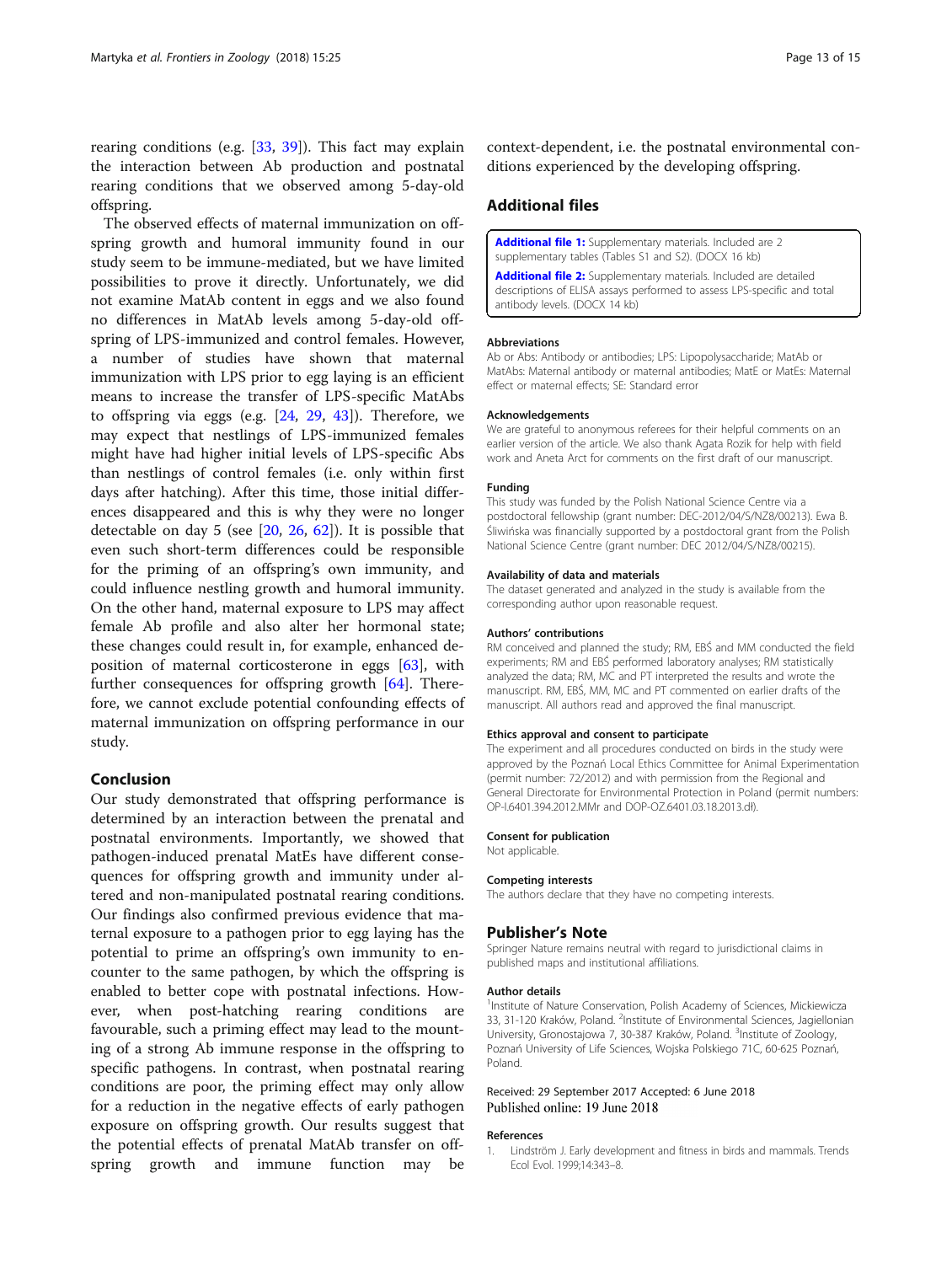rearing conditions (e.g. [33, 39]). This fact may explain the interaction between Ab production and postnatal rearing conditions that we observed among 5-day-old offspring.

The observed effects of maternal immunization on offspring growth and humoral immunity found in our study seem to be immune-mediated, but we have limited possibilities to prove it directly. Unfortunately, we did not examine MatAb content in eggs and we also found no differences in MatAb levels among 5-day-old offspring of LPS-immunized and control females. However, a number of studies have shown that maternal immunization with LPS prior to egg laying is an efficient means to increase the transfer of LPS-specific MatAbs to offspring via eggs (e.g. [24, 29, 43]). Therefore, we may expect that nestlings of LPS-immunized females might have had higher initial levels of LPS-specific Abs than nestlings of control females (i.e. only within first days after hatching). After this time, those initial differences disappeared and this is why they were no longer detectable on day 5 (see [20, 26, 62]). It is possible that even such short-term differences could be responsible for the priming of an offspring's own immunity, and could influence nestling growth and humoral immunity. On the other hand, maternal exposure to LPS may affect female Ab profile and also alter her hormonal state; these changes could result in, for example, enhanced deposition of maternal corticosterone in eggs [63], with further consequences for offspring growth [64]. Therefore, we cannot exclude potential confounding effects of maternal immunization on offspring performance in our study.

## Conclusion

Our study demonstrated that offspring performance is determined by an interaction between the prenatal and postnatal environments. Importantly, we showed that pathogen-induced prenatal MatEs have different consequences for offspring growth and immunity under altered and non-manipulated postnatal rearing conditions. Our findings also confirmed previous evidence that maternal exposure to a pathogen prior to egg laying has the potential to prime an offspring's own immunity to encounter to the same pathogen, by which the offspring is enabled to better cope with postnatal infections. However, when post-hatching rearing conditions are favourable, such a priming effect may lead to the mounting of a strong Ab immune response in the offspring to specific pathogens. In contrast, when postnatal rearing conditions are poor, the priming effect may only allow for a reduction in the negative effects of early pathogen exposure on offspring growth. Our results suggest that the potential effects of prenatal MatAb transfer on offspring growth and immune function may be context-dependent, i.e. the postnatal environmental conditions experienced by the developing offspring.

## Additional files

**Additional file 1:** Supplementary materials. Included are 2 supplementary tables (Tables S1 and S2). (DOCX 16 kb)

**Additional file 2:** Supplementary materials. Included are detailed descriptions of ELISA assays performed to assess LPS-specific and total antibody levels. (DOCX 14 kb)

### Abbreviations

Ab or Abs: Antibody or antibodies; LPS: Lipopolysaccharide; MatAb or MatAbs: Maternal antibody or maternal antibodies; MatE or MatEs: Maternal effect or maternal effects; SE: Standard error

### Acknowledgements

We are grateful to anonymous referees for their helpful comments on an earlier version of the article. We also thank Agata Rozik for help with field work and Aneta Arct for comments on the first draft of our manuscript.

### Funding

This study was funded by the Polish National Science Centre via a postdoctoral fellowship (grant number: DEC-2012/04/S/NZ8/00213). Ewa B. Śliwińska was financially supported by a postdoctoral grant from the Polish National Science Centre (grant number: DEC 2012/04/S/NZ8/00215).

### Availability of data and materials

The dataset generated and analyzed in the study is available from the corresponding author upon reasonable request.

### Authors' contributions

RM conceived and planned the study; RM, EBŚ and MM conducted the field experiments; RM and EBŚ performed laboratory analyses; RM statistically analyzed the data; RM, MC and PT interpreted the results and wrote the manuscript. RM, EBŚ, MM, MC and PT commented on earlier drafts of the manuscript. All authors read and approved the final manuscript.

### Ethics approval and consent to participate

The experiment and all procedures conducted on birds in the study were approved by the Poznań Local Ethics Committee for Animal Experimentation (permit number: 72/2012) and with permission from the Regional and General Directorate for Environmental Protection in Poland (permit numbers: OP-I.6401.394.2012.MMr and DOP-OZ.6401.03.18.2013.dł).

### Consent for publication

Not applicable.

### Competing interests

The authors declare that they have no competing interests.

## Publisher's Note

Springer Nature remains neutral with regard to jurisdictional claims in published maps and institutional affiliations.

### Author details

[1]Institute of Nature Conservation, Polish Academy of Sciences, Mickiewicza 33, 31-120 Kraków, Poland. [2]Institute of Environmental Sciences, Jagiellonian University, Gronostajowa 7, 30-387 Kraków, Poland. [3]Institute of Zoology, Poznań University of Life Sciences, Wojska Polskiego 71C, 60-625 Poznań, Poland.

Received: 29 September 2017 Accepted: 6 June 2018
Published online: 19 June 2018

### References

1. Lindström J. Early development and fitness in birds and mammals. Trends Ecol Evol. 1999;14:343–8.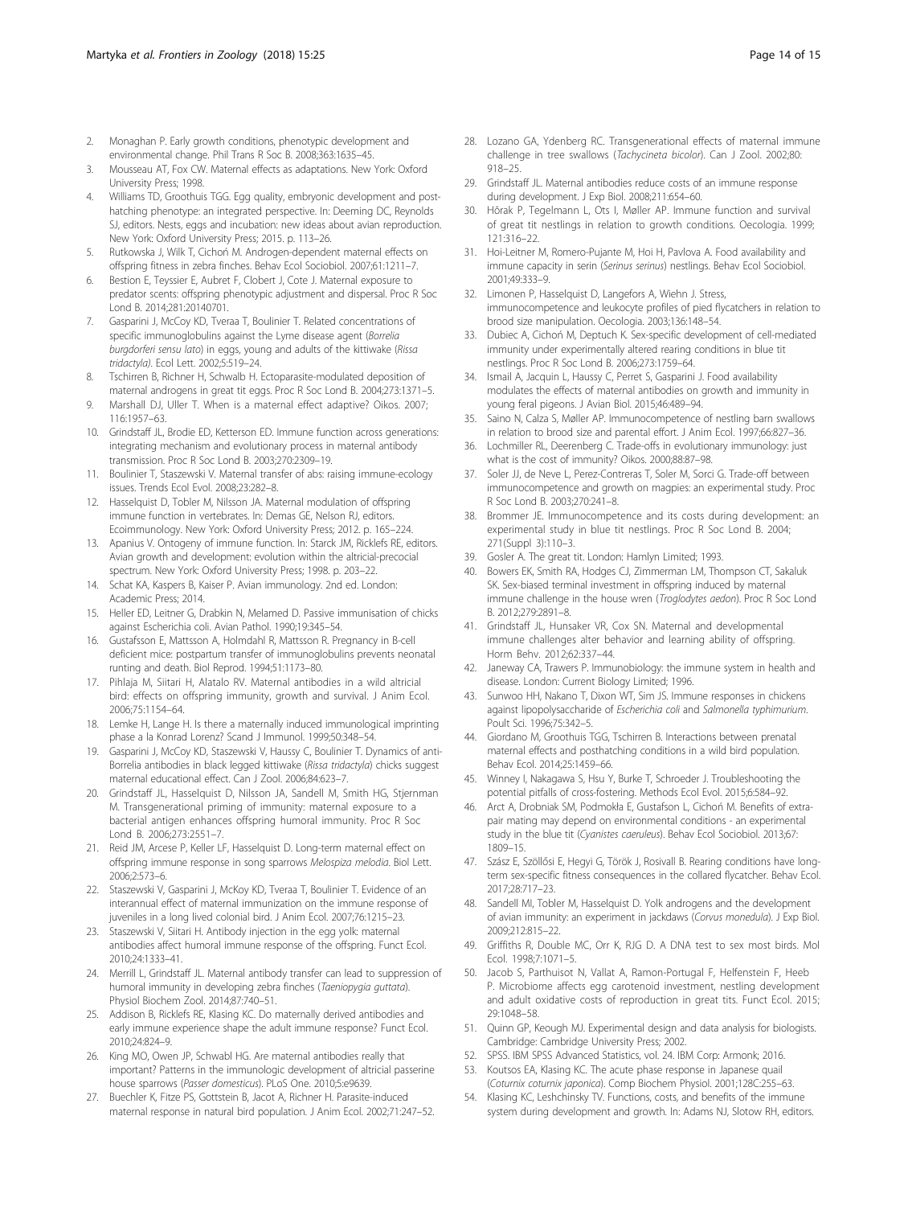2. Monaghan P. Early growth conditions, phenotypic development and environmental change. Phil Trans R Soc B. 2008;363:1635–45.
3. Mousseau AT, Fox CW. Maternal effects as adaptations. New York: Oxford University Press; 1998.
4. Williams TD, Groothuis TGG. Egg quality, embryonic development and post-hatching phenotype: an integrated perspective. In: Deeming DC, Reynolds SJ, editors. Nests, eggs and incubation: new ideas about avian reproduction. New York: Oxford University Press; 2015. p. 113–26.
5. Rutkowska J, Wilk T, Cichoń M. Androgen-dependent maternal effects on offspring fitness in zebra finches. Behav Ecol Sociobiol. 2007;61:1211–7.
6. Bestion E, Teyssier E, Aubret F, Clobert J, Cote J. Maternal exposure to predator scents: offspring phenotypic adjustment and dispersal. Proc R Soc Lond B. 2014;281:20140701.
7. Gasparini J, McCoy KD, Tveraa T, Boulinier T. Related concentrations of specific immunoglobulins against the Lyme disease agent (*Borrelia burgdorferi sensu lato*) in eggs, young and adults of the kittiwake (*Rissa tridactyla*). Ecol Lett. 2002;5:519–24.
8. Tschirren B, Richner H, Schwabl H. Ectoparasite-modulated deposition of maternal androgens in great tit eggs. Proc R Soc Lond B. 2004;273:1371–5.
9. Marshall DJ, Uller T. When is a maternal effect adaptive? Oikos. 2007; 116:1957–63.
10. Grindstaff JL, Brodie ED, Ketterson ED. Immune function across generations: integrating mechanism and evolutionary process in maternal antibody transmission. Proc R Soc Lond B. 2003;270:2309–19.
11. Boulinier T, Staszewski V. Maternal transfer of abs: raising immune-ecology issues. Trends Ecol Evol. 2008;23:282–8.
12. Hasselquist D, Tobler M, Nilsson JA. Maternal modulation of offspring immune function in vertebrates. In: Demas GE, Nelson RJ, editors. Ecoimmunology. New York: Oxford University Press; 2012. p. 165–224.
13. Apanius V. Ontogeny of immune function. In: Starck JM, Ricklefs RE, editors. Avian growth and development: evolution within the altricial-precocial spectrum. New York: Oxford University Press; 1998. p. 203–22.
14. Schat KA, Kaspers B, Kaiser P. Avian immunology. 2nd ed. London: Academic Press; 2014.
15. Heller ED, Leitner G, Drabkin N, Melamed D. Passive immunisation of chicks against Escherichia coli. Avian Pathol. 1990;19:345–54.
16. Gustafsson E, Mattsson A, Holmdahl R, Mattsson R. Pregnancy in B-cell deficient mice: postpartum transfer of immunoglobulins prevents neonatal runting and death. Biol Reprod. 1994;51:1173–80.
17. Pihlaja M, Siitari H, Alatalo RV. Maternal antibodies in a wild altricial bird: effects on offspring immunity, growth and survival. J Anim Ecol. 2006;75:1154–64.
18. Lemke H, Lange H. Is there a maternally induced immunological imprinting phase a la Konrad Lorenz? Scand J Immunol. 1999;50:348–54.
19. Gasparini J, McCoy KD, Staszewski V, Haussy C, Boulinier T. Dynamics of anti-Borrelia antibodies in black legged kittiwake (*Rissa tridactyla*) chicks suggest maternal educational effect. Can J Zool. 2006;84:623–7.
20. Grindstaff JL, Hasselquist D, Nilsson JA, Sandell M, Smith HG, Stjernman M. Transgenerational priming of immunity: maternal exposure to a bacterial antigen enhances offspring humoral immunity. Proc R Soc Lond B. 2006;273:2551–7.
21. Reid JM, Arcese P, Keller LF, Hasselquist D. Long-term maternal effect on offspring immune response in song sparrows *Melospiza melodia*. Biol Lett. 2006;2:573–6.
22. Staszewski V, Gasparini J, McKoy KD, Tveraa T, Boulinier T. Evidence of an interannual effect of maternal immunization on the immune response of juveniles in a long lived colonial bird. J Anim Ecol. 2007;76:1215–23.
23. Staszewski V, Siitari H. Antibody injection in the egg yolk: maternal antibodies affect humoral immune response of the offspring. Funct Ecol. 2010;24:1333–41.
24. Merrill L, Grindstaff JL. Maternal antibody transfer can lead to suppression of humoral immunity in developing zebra finches (*Taeniopygia guttata*). Physiol Biochem Zool. 2014;87:740–51.
25. Addison B, Ricklefs RE, Klasing KC. Do maternally derived antibodies and early immune experience shape the adult immune response? Funct Ecol. 2010;24:824–9.
26. King MO, Owen JP, Schwabl HG. Are maternal antibodies really that important? Patterns in the immunologic development of altricial passerine house sparrows (*Passer domesticus*). PLoS One. 2010;5:e9639.
27. Buechler K, Fitze PS, Gottstein B, Jacot A, Richner H. Parasite-induced maternal response in natural bird population. J Anim Ecol. 2002;71:247–52.
28. Lozano GA, Ydenberg RC. Transgenerational effects of maternal immune challenge in tree swallows (*Tachycineta bicolor*). Can J Zool. 2002;80: 918–25.
29. Grindstaff JL. Maternal antibodies reduce costs of an immune response during development. J Exp Biol. 2008;211:654–60.
30. Hõrak P, Tegelmann L, Ots I, Møller AP. Immune function and survival of great tit nestlings in relation to growth conditions. Oecologia. 1999; 121:316–22.
31. Hoi-Leitner M, Romero-Pujante M, Hoi H, Pavlova A. Food availability and immune capacity in serin (*Serinus serinus*) nestlings. Behav Ecol Sociobiol. 2001;49:333–9.
32. Limonen P, Hasselquist D, Langefors A, Wiehn J. Stress, immunocompetence and leukocyte profiles of pied flycatchers in relation to brood size manipulation. Oecologia. 2003;136:148–54.
33. Dubiec A, Cichoń M, Deptuch K. Sex-specific development of cell-mediated immunity under experimentally altered rearing conditions in blue tit nestlings. Proc R Soc Lond B. 2006;273:1759–64.
34. Ismail A, Jacquin L, Haussy C, Perret S, Gasparini J. Food availability modulates the effects of maternal antibodies on growth and immunity in young feral pigeons. J Avian Biol. 2015;46:489–94.
35. Saino N, Calza S, Møller AP. Immunocompetence of nestling barn swallows in relation to brood size and parental effort. J Anim Ecol. 1997;66:827–36.
36. Lochmiller RL, Deerenberg C. Trade-offs in evolutionary immunology: just what is the cost of immunity? Oikos. 2000;88:87–98.
37. Soler JJ, de Neve L, Perez-Contreras T, Soler M, Sorci G. Trade-off between immunocompetence and growth on magpies: an experimental study. Proc R Soc Lond B. 2003;270:241–8.
38. Brommer JE. Immunocompetence and its costs during development: an experimental study in blue tit nestlings. Proc R Soc Lond B. 2004; 271(Suppl 3):110–3.
39. Gosler A. The great tit. London: Hamlyn Limited; 1993.
40. Bowers EK, Smith RA, Hodges CJ, Zimmerman LM, Thompson CT, Sakaluk SK. Sex-biased terminal investment in offspring induced by maternal immune challenge in the house wren (*Troglodytes aedon*). Proc R Soc Lond B. 2012;279:2891–8.
41. Grindstaff JL, Hunsaker VR, Cox SN. Maternal and developmental immune challenges alter behavior and learning ability of offspring. Horm Behv. 2012;62:337–44.
42. Janeway CA, Trawers P. Immunobiology: the immune system in health and disease. London: Current Biology Limited; 1996.
43. Sunwoo HH, Nakano T, Dixon WT, Sim JS. Immune responses in chickens against lipopolysaccharide of *Escherichia coli* and *Salmonella typhimurium*. Poult Sci. 1996;75:342–5.
44. Giordano M, Groothuis TGG, Tschirren B. Interactions between prenatal maternal effects and posthatching conditions in a wild bird population. Behav Ecol. 2014;25:1459–66.
45. Winney I, Nakagawa S, Hsu Y, Burke T, Schroeder J. Troubleshooting the potential pitfalls of cross-fostering. Methods Ecol Evol. 2015;6:584–92.
46. Arct A, Drobniak SM, Podmokła E, Gustafson L, Cichoń M. Benefits of extra-pair mating may depend on environmental conditions - an experimental study in the blue tit (*Cyanistes caeruleus*). Behav Ecol Sociobiol. 2013;67: 1809–15.
47. Szász E, Szöllősi E, Hegyi G, Török J, Rosivall B. Rearing conditions have long-term sex-specific fitness consequences in the collared flycatcher. Behav Ecol. 2017;28:717–23.
48. Sandell MI, Tobler M, Hasselquist D. Yolk androgens and the development of avian immunity: an experiment in jackdaws (*Corvus monedula*). J Exp Biol. 2009;212:815–22.
49. Griffiths R, Double MC, Orr K, RJG D. A DNA test to sex most birds. Mol Ecol. 1998;7:1071–5.
50. Jacob S, Parthuisot N, Vallat A, Ramon-Portugal F, Helfenstein F, Heeb P. Microbiome affects egg carotenoid investment, nestling development and adult oxidative costs of reproduction in great tits. Funct Ecol. 2015; 29:1048–58.
51. Quinn GP, Keough MJ. Experimental design and data analysis for biologists. Cambridge: Cambridge University Press; 2002.
52. SPSS. IBM SPSS Advanced Statistics, vol. 24. IBM Corp: Armonk; 2016.
53. Koutsos EA, Klasing KC. The acute phase response in Japanese quail (*Coturnix coturnix japonica*). Comp Biochem Physiol. 2001;128C:255–63.
54. Klasing KC, Leshchinsky TV. Functions, costs, and benefits of the immune system during development and growth. In: Adams NJ, Slotow RH, editors.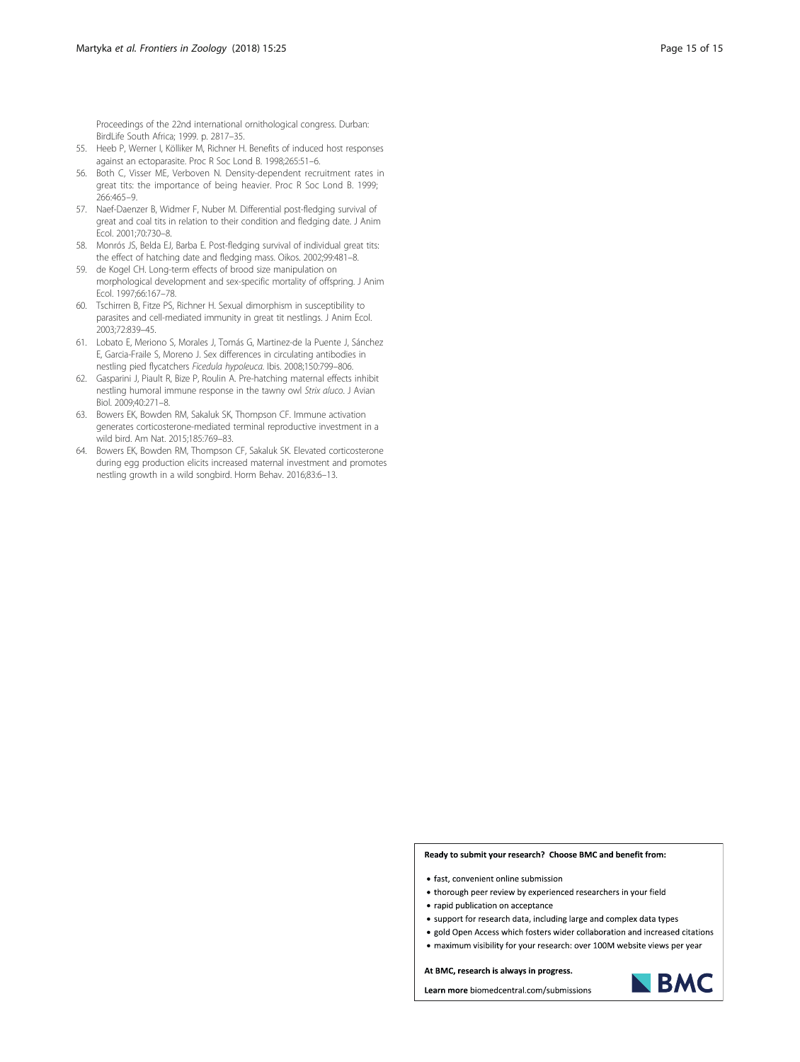Proceedings of the 22nd international ornithological congress. Durban: BirdLife South Africa; 1999. p. 2817–35.

55. Heeb P, Werner I, Kölliker M, Richner H. Benefits of induced host responses against an ectoparasite. Proc R Soc Lond B. 1998;265:51–6.
56. Both C, Visser ME, Verboven N. Density-dependent recruitment rates in great tits: the importance of being heavier. Proc R Soc Lond B. 1999; 266:465–9.
57. Naef-Daenzer B, Widmer F, Nuber M. Differential post-fledging survival of great and coal tits in relation to their condition and fledging date. J Anim Ecol. 2001;70:730–8.
58. Monrós JS, Belda EJ, Barba E. Post-fledging survival of individual great tits: the effect of hatching date and fledging mass. Oikos. 2002;99:481–8.
59. de Kogel CH. Long-term effects of brood size manipulation on morphological development and sex-specific mortality of offspring. J Anim Ecol. 1997;66:167–78.
60. Tschirren B, Fitze PS, Richner H. Sexual dimorphism in susceptibility to parasites and cell-mediated immunity in great tit nestlings. J Anim Ecol. 2003;72:839–45.
61. Lobato E, Meriono S, Morales J, Tomás G, Martinez-de la Puente J, Sánchez E, Garcia-Fraile S, Moreno J. Sex differences in circulating antibodies in nestling pied flycatchers *Ficedula hypoleuca*. Ibis. 2008;150:799–806.
62. Gasparini J, Piault R, Bize P, Roulin A. Pre-hatching maternal effects inhibit nestling humoral immune response in the tawny owl *Strix aluco*. J Avian Biol. 2009;40:271–8.
63. Bowers EK, Bowden RM, Sakaluk SK, Thompson CF. Immune activation generates corticosterone-mediated terminal reproductive investment in a wild bird. Am Nat. 2015;185:769–83.
64. Bowers EK, Bowden RM, Thompson CF, Sakaluk SK. Elevated corticosterone during egg production elicits increased maternal investment and promotes nestling growth in a wild songbird. Horm Behav. 2016;83:6–13.

**Ready to submit your research? Choose BMC and benefit from:**

- fast, convenient online submission
- thorough peer review by experienced researchers in your field
- rapid publication on acceptance
- support for research data, including large and complex data types
- gold Open Access which fosters wider collaboration and increased citations
- maximum visibility for your research: over 100M website views per year

**At BMC, research is always in progress.**

**Learn more** biomedcentral.com/submissions

BMC